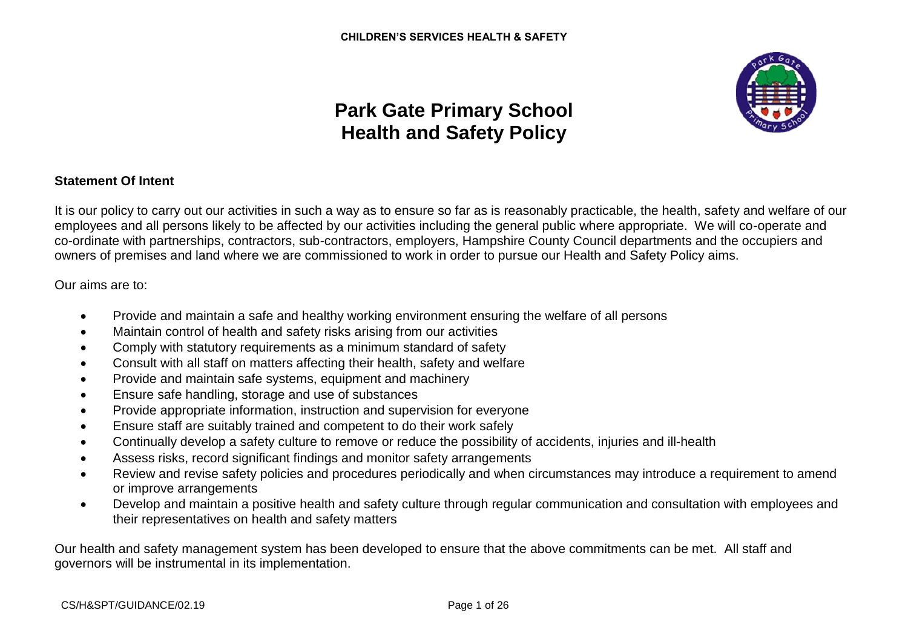# Park Gate Primary School Health and Safety Policy

## Statement Of Intent

It is our policy to carry out our activities in such a way as to ensure so far as is reasonably practicable, the health, safety and welfare of our employees and all persons likely to be affected by our activities including the general public where appropriate. We will co-operate and co-ordinate with partnerships, contractors, sub-contractors, employers, Hampshire County Council departments and the occupiers and owners of premises and land where we are commissioned to work in order to pursue our Health and Safety Policy aims.

Our aims are to:

- Provide and maintain a safe and healthy working environment ensuring the welfare of all persons
- Maintain control of health and safety risks arising from our activities
- Comply with statutory requirements as a minimum standard of safety
- Consult with all staff on matters affecting their health, safety and welfare
- Provide and maintain safe systems, equipment and machinery
- Ensure safe handling, storage and use of substances
- Provide appropriate information, instruction and supervision for everyone
- Ensure staff are suitably trained and competent to do their work safely
- Continually develop a safety culture to remove or reduce the possibility of accidents, injuries and ill-health
- Assess risks, record significant findings and monitor safety arrangements
- Review and revise safety policies and procedures periodically and when circumstances may introduce a requirement to amend or improve arrangements
- Develop and maintain a positive health and safety culture through regular communication and consultation with employees and their representatives on health and safety matters

Our health and safety management system has been developed to ensure that the above commitments can be met. All staff and governors will be instrumental in its implementation.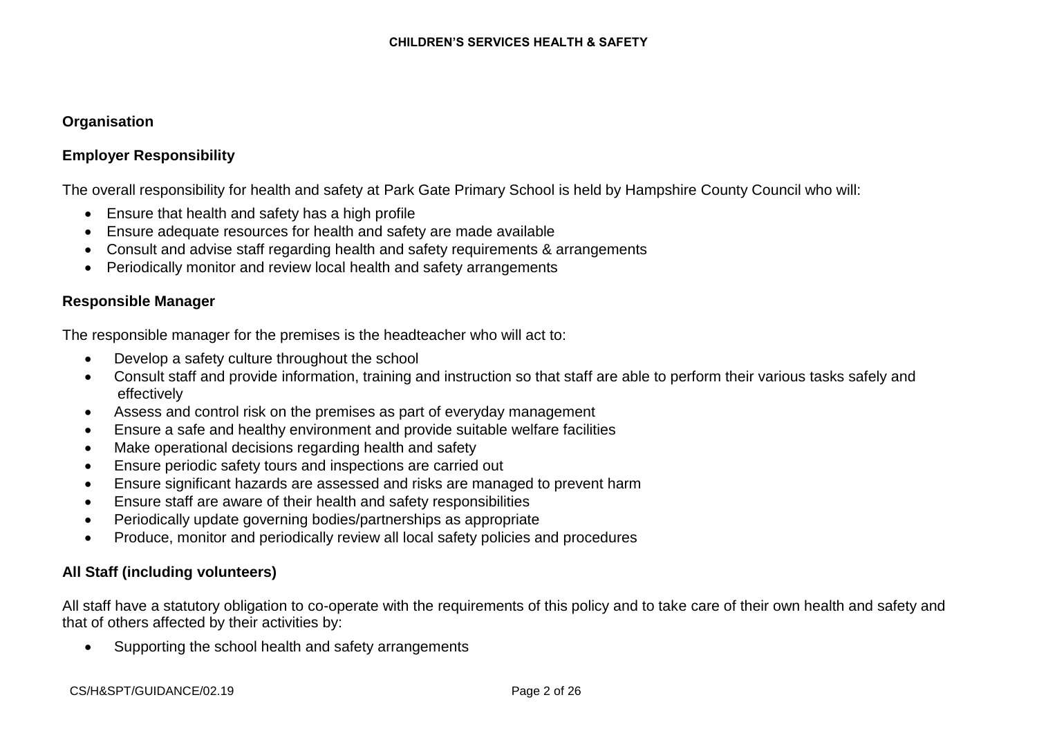## Organisation

### Employer Responsibility

The overall responsibility for health and safety at Park Gate Primary School is held by Hampshire County Council who will:

- Ensure that health and safety has a high profile
- Ensure adequate resources for health and safety are made available
- Consult and advise staff regarding health and safety requirements & arrangements
- Periodically monitor and review local health and safety arrangements

### Responsible Manager

The responsible manager for the premises is the headteacher who will act to:

- Develop a safety culture throughout the school
- Consult staff and provide information, training and instruction so that staff are able to perform their various tasks safely and effectively
- Assess and control risk on the premises as part of everyday management
- Ensure a safe and healthy environment and provide suitable welfare facilities
- Make operational decisions regarding health and safety
- Ensure periodic safety tours and inspections are carried out
- Ensure significant hazards are assessed and risks are managed to prevent harm
- Ensure staff are aware of their health and safety responsibilities
- Periodically update governing bodies/partnerships as appropriate
- Produce, monitor and periodically review all local safety policies and procedures

### All Staff (including volunteers)

All staff have a statutory obligation to co-operate with the requirements of this policy and to take care of their own health and safety and that of others affected by their activities by:

- Supporting the school health and safety arrangements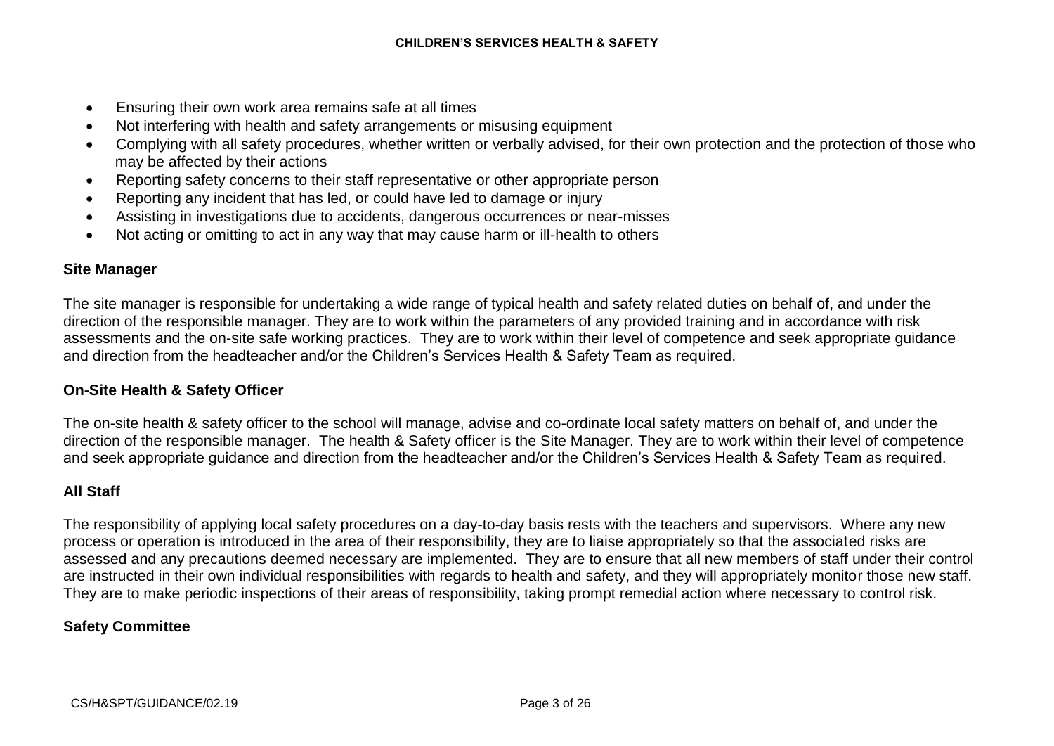- Ensuring their own work area remains safe at all times
- Not interfering with health and safety arrangements or misusing equipment
- Complying with all safety procedures, whether written or verbally advised, for their own protection and the protection of those who may be affected by their actions
- Reporting safety concerns to their staff representative or other appropriate person
- Reporting any incident that has led, or could have led to damage or injury
- Assisting in investigations due to accidents, dangerous occurrences or near-misses
- Not acting or omitting to act in any way that may cause harm or ill-health to others

**Site Manager**

The site manager is responsible for undertaking a wide range of typical health and safety related duties on behalf of, and under the direction of the responsible manager. They are to work within the parameters of any provided training and in accordance with risk assessments and the on-site safe working practices. They are to work within their level of competence and seek appropriate guidance and direction from the headteacher and/or the Children's Services Health & Safety Team as required.

**On-Site Health & Safety Officer**

The on-site health & safety officer to the school will manage, advise and co-ordinate local safety matters on behalf of, and under the direction of the responsible manager. The health & Safety officer is the Site Manager. They are to work within their level of competence and seek appropriate guidance and direction from the headteacher and/or the Children's Services Health & Safety Team as required.

**All Staff**

The responsibility of applying local safety procedures on a day-to-day basis rests with the teachers and supervisors. Where any new process or operation is introduced in the area of their responsibility, they are to liaise appropriately so that the associated risks are assessed and any precautions deemed necessary are implemented. They are to ensure that all new members of staff under their control are instructed in their own individual responsibilities with regards to health and safety, and they will appropriately monitor those new staff. They are to make periodic inspections of their areas of responsibility, taking prompt remedial action where necessary to control risk.

**Safety Committee**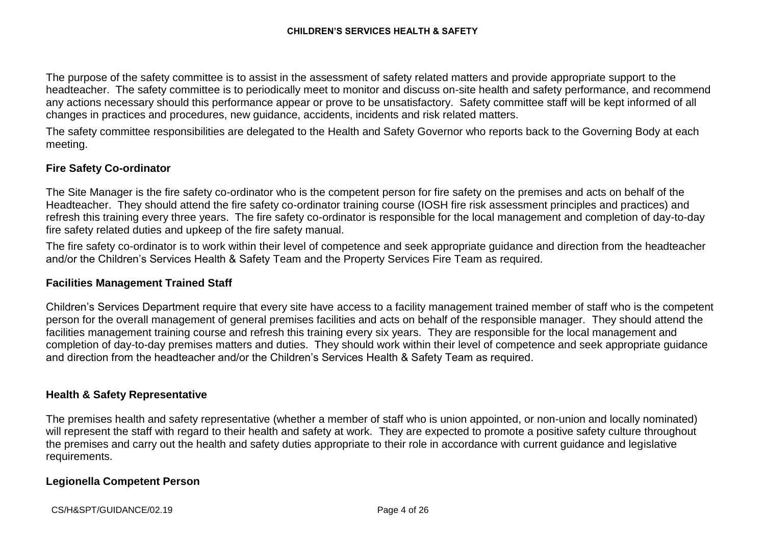The purpose of the safety committee is to assist in the assessment of safety related matters and provide appropriate support to the headteacher. The safety committee is to periodically meet to monitor and discuss on-site health and safety performance, and recommend any actions necessary should this performance appear or prove to be unsatisfactory. Safety committee staff will be kept informed of all changes in practices and procedures, new guidance, accidents, incidents and risk related matters.

The safety committee responsibilities are delegated to the Health and Safety Governor who reports back to the Governing Body at each meeting.

### Fire Safety Co-ordinator

The Site Manager is the fire safety co-ordinator who is the competent person for fire safety on the premises and acts on behalf of the Headteacher. They should attend the fire safety co-ordinator training course (IOSH fire risk assessment principles and practices) and refresh this training every three years. The fire safety co-ordinator is responsible for the local management and completion of day-to-day fire safety related duties and upkeep of the fire safety manual.

The fire safety co-ordinator is to work within their level of competence and seek appropriate guidance and direction from the headteacher and/or the Children's Services Health & Safety Team and the Property Services Fire Team as required.

### Facilities Management Trained Staff

Children's Services Department require that every site have access to a facility management trained member of staff who is the competent person for the overall management of general premises facilities and acts on behalf of the responsible manager. They should attend the facilities management training course and refresh this training every six years. They are responsible for the local management and completion of day-to-day premises matters and duties. They should work within their level of competence and seek appropriate guidance and direction from the headteacher and/or the Children's Services Health & Safety Team as required.

### Health & Safety Representative

The premises health and safety representative (whether a member of staff who is union appointed, or non-union and locally nominated) will represent the staff with regard to their health and safety at work. They are expected to promote a positive safety culture throughout the premises and carry out the health and safety duties appropriate to their role in accordance with current guidance and legislative requirements.

### Legionella Competent Person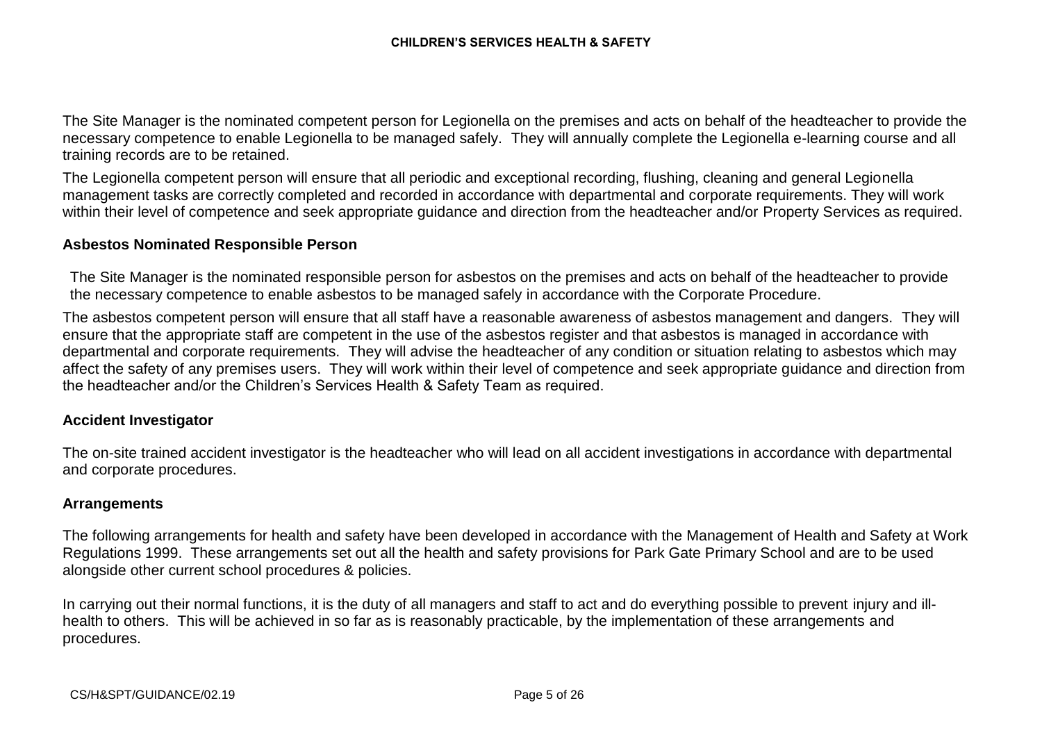The Site Manager is the nominated competent person for Legionella on the premises and acts on behalf of the headteacher to provide the necessary competence to enable Legionella to be managed safely. They will annually complete the Legionella e-learning course and all training records are to be retained.

The Legionella competent person will ensure that all periodic and exceptional recording, flushing, cleaning and general Legionella management tasks are correctly completed and recorded in accordance with departmental and corporate requirements. They will work within their level of competence and seek appropriate guidance and direction from the headteacher and/or Property Services as required.

### Asbestos Nominated Responsible Person

The Site Manager is the nominated responsible person for asbestos on the premises and acts on behalf of the headteacher to provide the necessary competence to enable asbestos to be managed safely in accordance with the Corporate Procedure.

The asbestos competent person will ensure that all staff have a reasonable awareness of asbestos management and dangers. They will ensure that the appropriate staff are competent in the use of the asbestos register and that asbestos is managed in accordance with departmental and corporate requirements. They will advise the headteacher of any condition or situation relating to asbestos which may affect the safety of any premises users. They will work within their level of competence and seek appropriate guidance and direction from the headteacher and/or the Children's Services Health & Safety Team as required.

### Accident Investigator

The on-site trained accident investigator is the headteacher who will lead on all accident investigations in accordance with departmental and corporate procedures.

### Arrangements

The following arrangements for health and safety have been developed in accordance with the Management of Health and Safety at Work Regulations 1999. These arrangements set out all the health and safety provisions for Park Gate Primary School and are to be used alongside other current school procedures & policies.

In carrying out their normal functions, it is the duty of all managers and staff to act and do everything possible to prevent injury and ill-health to others. This will be achieved in so far as is reasonably practicable, by the implementation of these arrangements and procedures.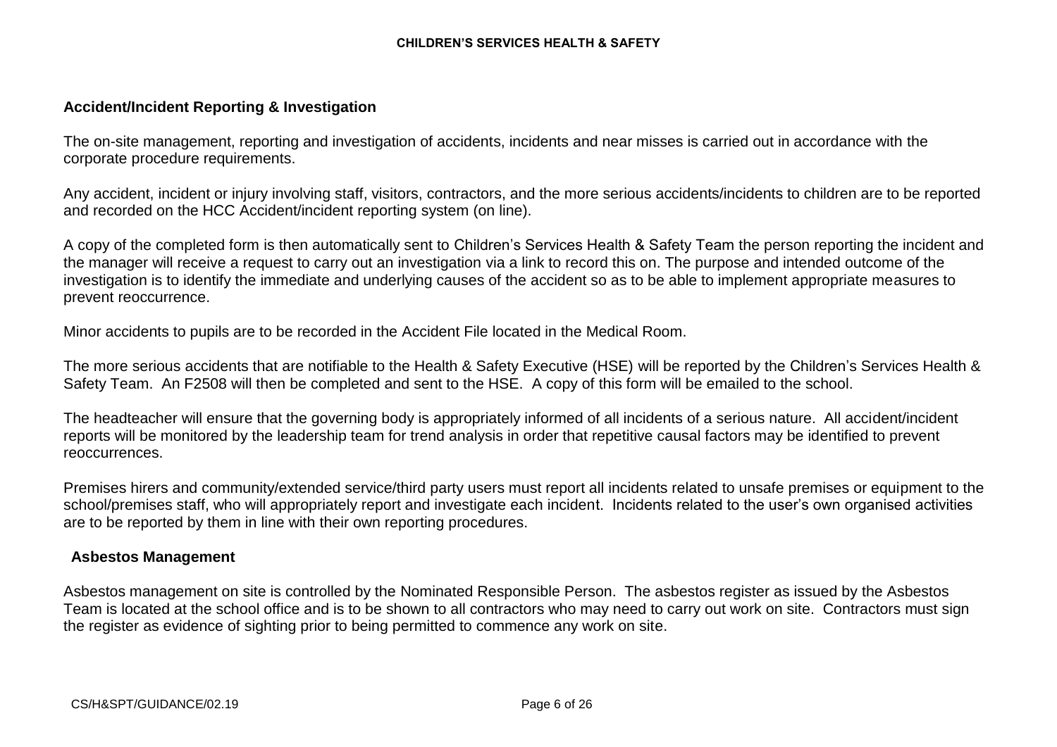## Accident/Incident Reporting & Investigation

The on-site management, reporting and investigation of accidents, incidents and near misses is carried out in accordance with the corporate procedure requirements.

Any accident, incident or injury involving staff, visitors, contractors, and the more serious accidents/incidents to children are to be reported and recorded on the HCC Accident/incident reporting system (on line).

A copy of the completed form is then automatically sent to Children's Services Health & Safety Team the person reporting the incident and the manager will receive a request to carry out an investigation via a link to record this on. The purpose and intended outcome of the investigation is to identify the immediate and underlying causes of the accident so as to be able to implement appropriate measures to prevent reoccurrence.

Minor accidents to pupils are to be recorded in the Accident File located in the Medical Room.

The more serious accidents that are notifiable to the Health & Safety Executive (HSE) will be reported by the Children's Services Health & Safety Team. An F2508 will then be completed and sent to the HSE. A copy of this form will be emailed to the school.

The headteacher will ensure that the governing body is appropriately informed of all incidents of a serious nature. All accident/incident reports will be monitored by the leadership team for trend analysis in order that repetitive causal factors may be identified to prevent reoccurrences.

Premises hirers and community/extended service/third party users must report all incidents related to unsafe premises or equipment to the school/premises staff, who will appropriately report and investigate each incident. Incidents related to the user's own organised activities are to be reported by them in line with their own reporting procedures.

## Asbestos Management

Asbestos management on site is controlled by the Nominated Responsible Person. The asbestos register as issued by the Asbestos Team is located at the school office and is to be shown to all contractors who may need to carry out work on site. Contractors must sign the register as evidence of sighting prior to being permitted to commence any work on site.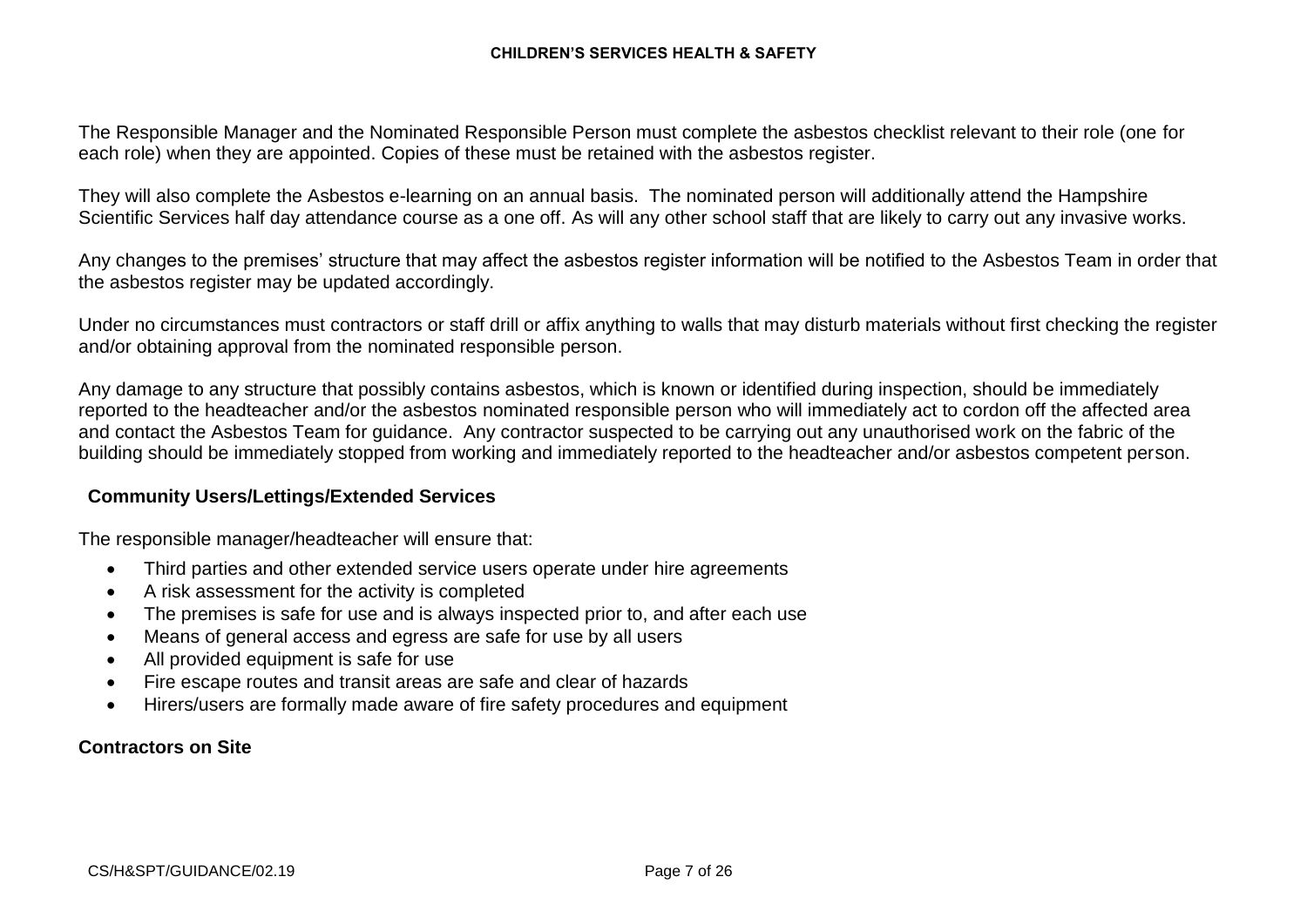The Responsible Manager and the Nominated Responsible Person must complete the asbestos checklist relevant to their role (one for each role) when they are appointed. Copies of these must be retained with the asbestos register.

They will also complete the Asbestos e-learning on an annual basis. The nominated person will additionally attend the Hampshire Scientific Services half day attendance course as a one off. As will any other school staff that are likely to carry out any invasive works.

Any changes to the premises' structure that may affect the asbestos register information will be notified to the Asbestos Team in order that the asbestos register may be updated accordingly.

Under no circumstances must contractors or staff drill or affix anything to walls that may disturb materials without first checking the register and/or obtaining approval from the nominated responsible person.

Any damage to any structure that possibly contains asbestos, which is known or identified during inspection, should be immediately reported to the headteacher and/or the asbestos nominated responsible person who will immediately act to cordon off the affected area and contact the Asbestos Team for guidance. Any contractor suspected to be carrying out any unauthorised work on the fabric of the building should be immediately stopped from working and immediately reported to the headteacher and/or asbestos competent person.

**Community Users/Lettings/Extended Services**

The responsible manager/headteacher will ensure that:

- Third parties and other extended service users operate under hire agreements
- A risk assessment for the activity is completed
- The premises is safe for use and is always inspected prior to, and after each use
- Means of general access and egress are safe for use by all users
- All provided equipment is safe for use
- Fire escape routes and transit areas are safe and clear of hazards
- Hirers/users are formally made aware of fire safety procedures and equipment

**Contractors on Site**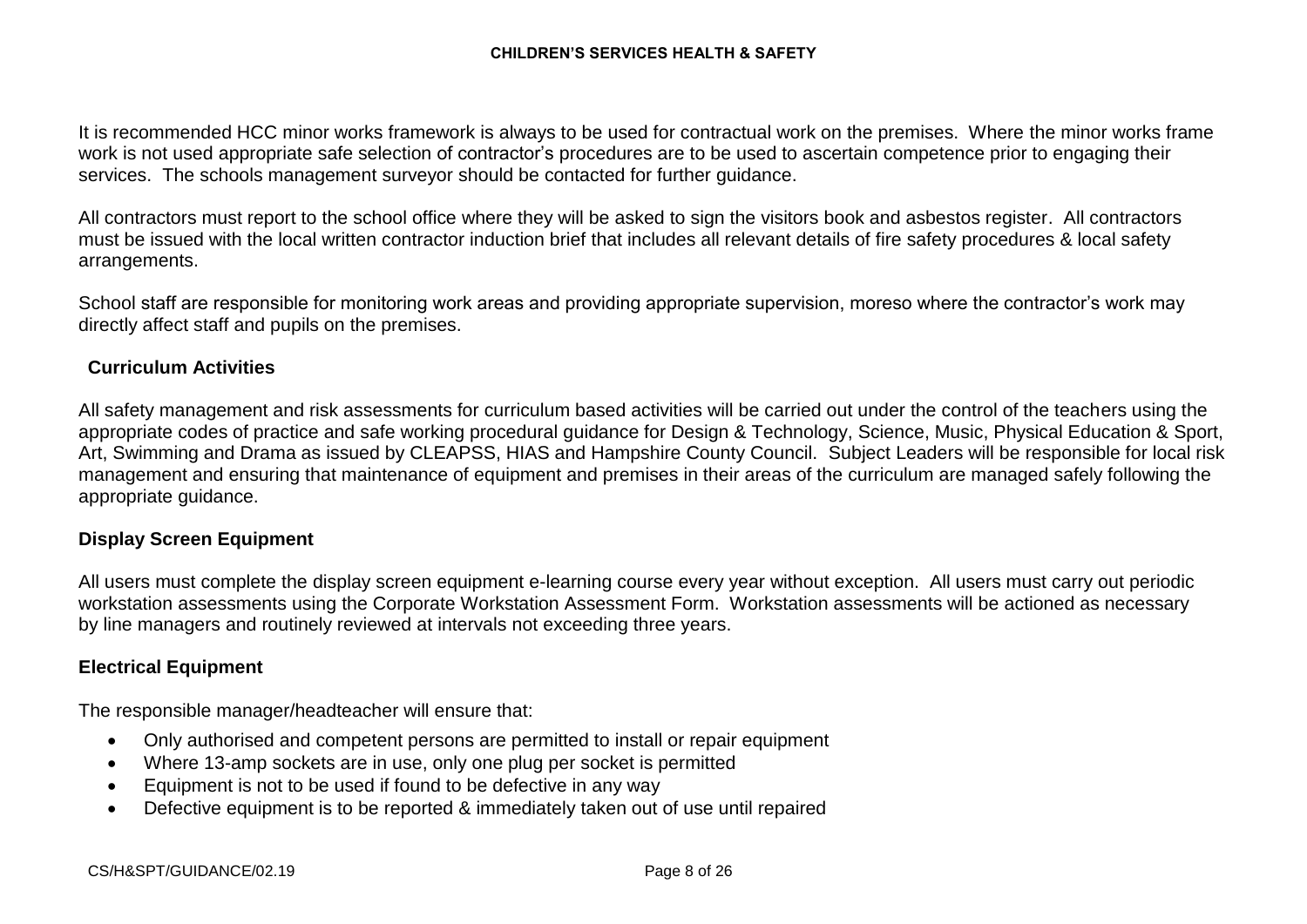It is recommended HCC minor works framework is always to be used for contractual work on the premises. Where the minor works frame work is not used appropriate safe selection of contractor's procedures are to be used to ascertain competence prior to engaging their services. The schools management surveyor should be contacted for further guidance.

All contractors must report to the school office where they will be asked to sign the visitors book and asbestos register. All contractors must be issued with the local written contractor induction brief that includes all relevant details of fire safety procedures & local safety arrangements.

School staff are responsible for monitoring work areas and providing appropriate supervision, moreso where the contractor's work may directly affect staff and pupils on the premises.

### Curriculum Activities

All safety management and risk assessments for curriculum based activities will be carried out under the control of the teachers using the appropriate codes of practice and safe working procedural guidance for Design & Technology, Science, Music, Physical Education & Sport, Art, Swimming and Drama as issued by CLEAPSS, HIAS and Hampshire County Council. Subject Leaders will be responsible for local risk management and ensuring that maintenance of equipment and premises in their areas of the curriculum are managed safely following the appropriate guidance.

### Display Screen Equipment

All users must complete the display screen equipment e-learning course every year without exception. All users must carry out periodic workstation assessments using the Corporate Workstation Assessment Form. Workstation assessments will be actioned as necessary by line managers and routinely reviewed at intervals not exceeding three years.

### Electrical Equipment

The responsible manager/headteacher will ensure that:

- Only authorised and competent persons are permitted to install or repair equipment
- Where 13-amp sockets are in use, only one plug per socket is permitted
- Equipment is not to be used if found to be defective in any way
- Defective equipment is to be reported & immediately taken out of use until repaired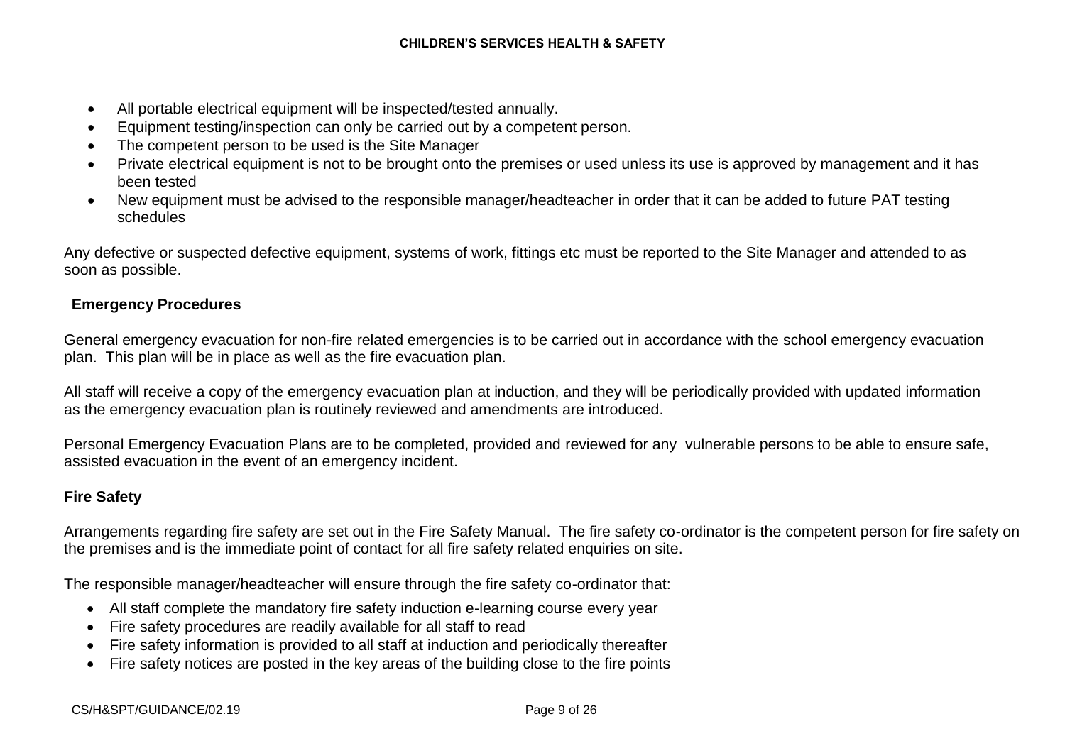- All portable electrical equipment will be inspected/tested annually.
- Equipment testing/inspection can only be carried out by a competent person.
- The competent person to be used is the Site Manager
- Private electrical equipment is not to be brought onto the premises or used unless its use is approved by management and it has been tested
- New equipment must be advised to the responsible manager/headteacher in order that it can be added to future PAT testing schedules

Any defective or suspected defective equipment, systems of work, fittings etc must be reported to the Site Manager and attended to as soon as possible.

### Emergency Procedures

General emergency evacuation for non-fire related emergencies is to be carried out in accordance with the school emergency evacuation plan. This plan will be in place as well as the fire evacuation plan.

All staff will receive a copy of the emergency evacuation plan at induction, and they will be periodically provided with updated information as the emergency evacuation plan is routinely reviewed and amendments are introduced.

Personal Emergency Evacuation Plans are to be completed, provided and reviewed for any vulnerable persons to be able to ensure safe, assisted evacuation in the event of an emergency incident.

### Fire Safety

Arrangements regarding fire safety are set out in the Fire Safety Manual. The fire safety co-ordinator is the competent person for fire safety on the premises and is the immediate point of contact for all fire safety related enquiries on site.

The responsible manager/headteacher will ensure through the fire safety co-ordinator that:

- All staff complete the mandatory fire safety induction e-learning course every year
- Fire safety procedures are readily available for all staff to read
- Fire safety information is provided to all staff at induction and periodically thereafter
- Fire safety notices are posted in the key areas of the building close to the fire points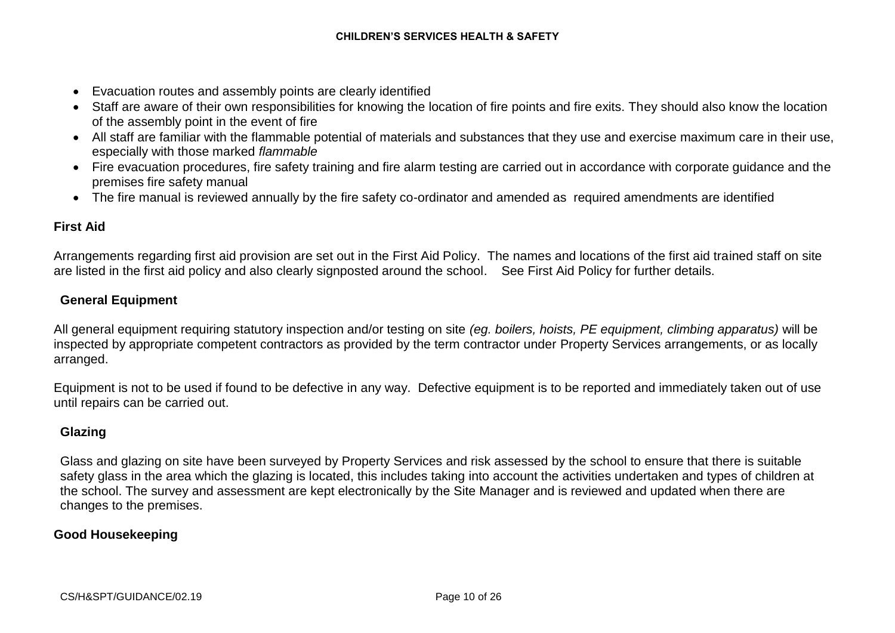- Evacuation routes and assembly points are clearly identified
- Staff are aware of their own responsibilities for knowing the location of fire points and fire exits. They should also know the location of the assembly point in the event of fire
- All staff are familiar with the flammable potential of materials and substances that they use and exercise maximum care in their use, especially with those marked *flammable*
- Fire evacuation procedures, fire safety training and fire alarm testing are carried out in accordance with corporate guidance and the premises fire safety manual
- The fire manual is reviewed annually by the fire safety co-ordinator and amended as required amendments are identified

**First Aid**

Arrangements regarding first aid provision are set out in the First Aid Policy. The names and locations of the first aid trained staff on site are listed in the first aid policy and also clearly signposted around the school. See First Aid Policy for further details.

**General Equipment**

All general equipment requiring statutory inspection and/or testing on site *(eg. boilers, hoists, PE equipment, climbing apparatus)* will be inspected by appropriate competent contractors as provided by the term contractor under Property Services arrangements, or as locally arranged.

Equipment is not to be used if found to be defective in any way. Defective equipment is to be reported and immediately taken out of use until repairs can be carried out.

**Glazing**

Glass and glazing on site have been surveyed by Property Services and risk assessed by the school to ensure that there is suitable safety glass in the area which the glazing is located, this includes taking into account the activities undertaken and types of children at the school. The survey and assessment are kept electronically by the Site Manager and is reviewed and updated when there are changes to the premises.

**Good Housekeeping**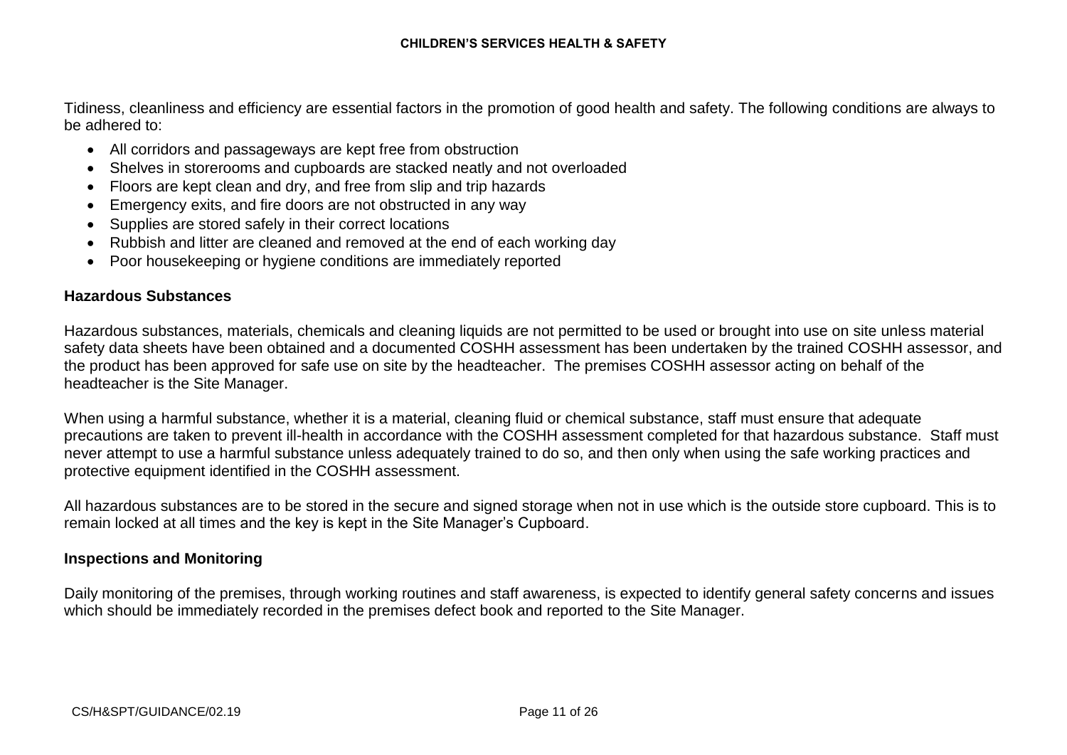Tidiness, cleanliness and efficiency are essential factors in the promotion of good health and safety. The following conditions are always to be adhered to:

- All corridors and passageways are kept free from obstruction
- Shelves in storerooms and cupboards are stacked neatly and not overloaded
- Floors are kept clean and dry, and free from slip and trip hazards
- Emergency exits, and fire doors are not obstructed in any way
- Supplies are stored safely in their correct locations
- Rubbish and litter are cleaned and removed at the end of each working day
- Poor housekeeping or hygiene conditions are immediately reported

## Hazardous Substances

Hazardous substances, materials, chemicals and cleaning liquids are not permitted to be used or brought into use on site unless material safety data sheets have been obtained and a documented COSHH assessment has been undertaken by the trained COSHH assessor, and the product has been approved for safe use on site by the headteacher. The premises COSHH assessor acting on behalf of the headteacher is the Site Manager.

When using a harmful substance, whether it is a material, cleaning fluid or chemical substance, staff must ensure that adequate precautions are taken to prevent ill-health in accordance with the COSHH assessment completed for that hazardous substance. Staff must never attempt to use a harmful substance unless adequately trained to do so, and then only when using the safe working practices and protective equipment identified in the COSHH assessment.

All hazardous substances are to be stored in the secure and signed storage when not in use which is the outside store cupboard. This is to remain locked at all times and the key is kept in the Site Manager's Cupboard.

## Inspections and Monitoring

Daily monitoring of the premises, through working routines and staff awareness, is expected to identify general safety concerns and issues which should be immediately recorded in the premises defect book and reported to the Site Manager.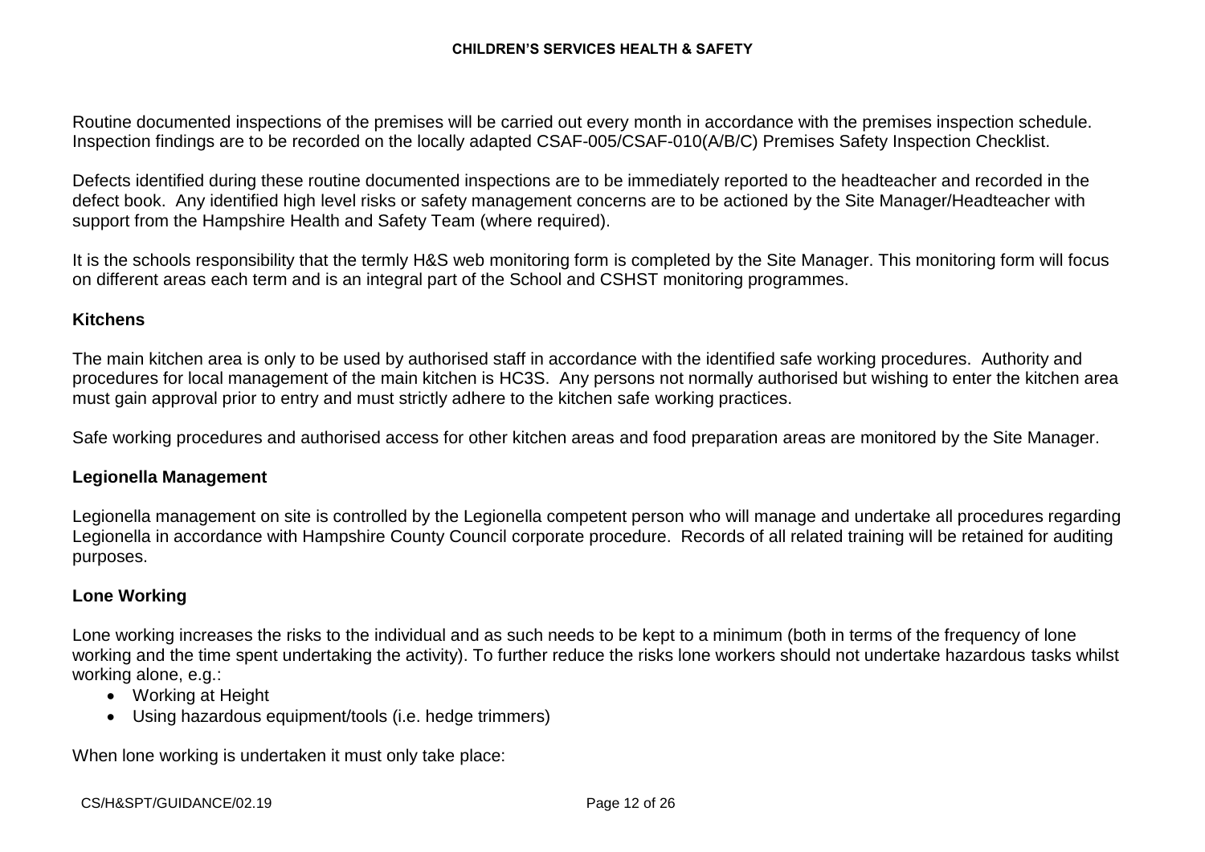Routine documented inspections of the premises will be carried out every month in accordance with the premises inspection schedule. Inspection findings are to be recorded on the locally adapted CSAF-005/CSAF-010(A/B/C) Premises Safety Inspection Checklist.

Defects identified during these routine documented inspections are to be immediately reported to the headteacher and recorded in the defect book. Any identified high level risks or safety management concerns are to be actioned by the Site Manager/Headteacher with support from the Hampshire Health and Safety Team (where required).

It is the schools responsibility that the termly H&S web monitoring form is completed by the Site Manager. This monitoring form will focus on different areas each term and is an integral part of the School and CSHST monitoring programmes.

## Kitchens

The main kitchen area is only to be used by authorised staff in accordance with the identified safe working procedures. Authority and procedures for local management of the main kitchen is HC3S. Any persons not normally authorised but wishing to enter the kitchen area must gain approval prior to entry and must strictly adhere to the kitchen safe working practices.

Safe working procedures and authorised access for other kitchen areas and food preparation areas are monitored by the Site Manager.

## Legionella Management

Legionella management on site is controlled by the Legionella competent person who will manage and undertake all procedures regarding Legionella in accordance with Hampshire County Council corporate procedure. Records of all related training will be retained for auditing purposes.

## Lone Working

Lone working increases the risks to the individual and as such needs to be kept to a minimum (both in terms of the frequency of lone working and the time spent undertaking the activity). To further reduce the risks lone workers should not undertake hazardous tasks whilst working alone, e.g.:

- Working at Height
- Using hazardous equipment/tools (i.e. hedge trimmers)

When lone working is undertaken it must only take place: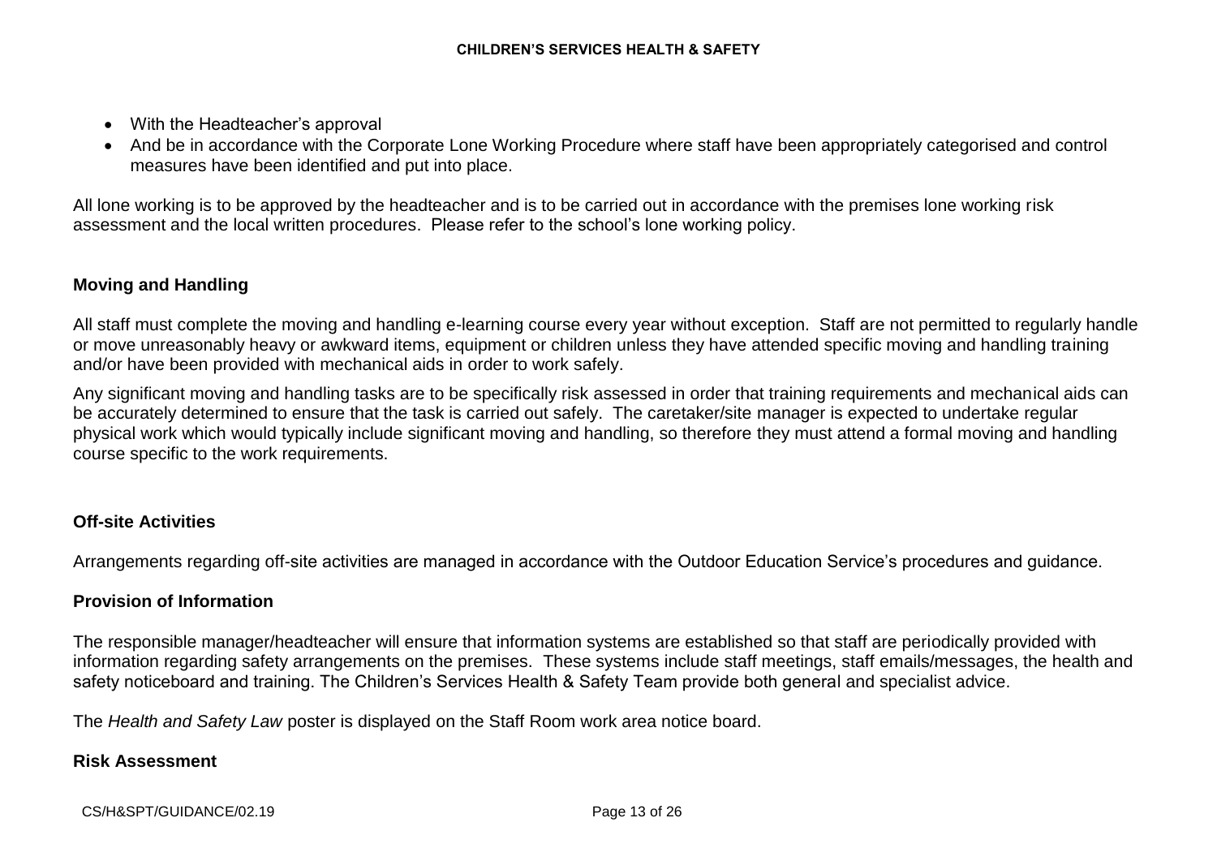- With the Headteacher's approval
- And be in accordance with the Corporate Lone Working Procedure where staff have been appropriately categorised and control measures have been identified and put into place.

All lone working is to be approved by the headteacher and is to be carried out in accordance with the premises lone working risk assessment and the local written procedures. Please refer to the school's lone working policy.

## Moving and Handling

All staff must complete the moving and handling e-learning course every year without exception. Staff are not permitted to regularly handle or move unreasonably heavy or awkward items, equipment or children unless they have attended specific moving and handling training and/or have been provided with mechanical aids in order to work safely.

Any significant moving and handling tasks are to be specifically risk assessed in order that training requirements and mechanical aids can be accurately determined to ensure that the task is carried out safely. The caretaker/site manager is expected to undertake regular physical work which would typically include significant moving and handling, so therefore they must attend a formal moving and handling course specific to the work requirements.

## Off-site Activities

Arrangements regarding off-site activities are managed in accordance with the Outdoor Education Service's procedures and guidance.

## Provision of Information

The responsible manager/headteacher will ensure that information systems are established so that staff are periodically provided with information regarding safety arrangements on the premises. These systems include staff meetings, staff emails/messages, the health and safety noticeboard and training. The Children's Services Health & Safety Team provide both general and specialist advice.

The *Health and Safety Law* poster is displayed on the Staff Room work area notice board.

## Risk Assessment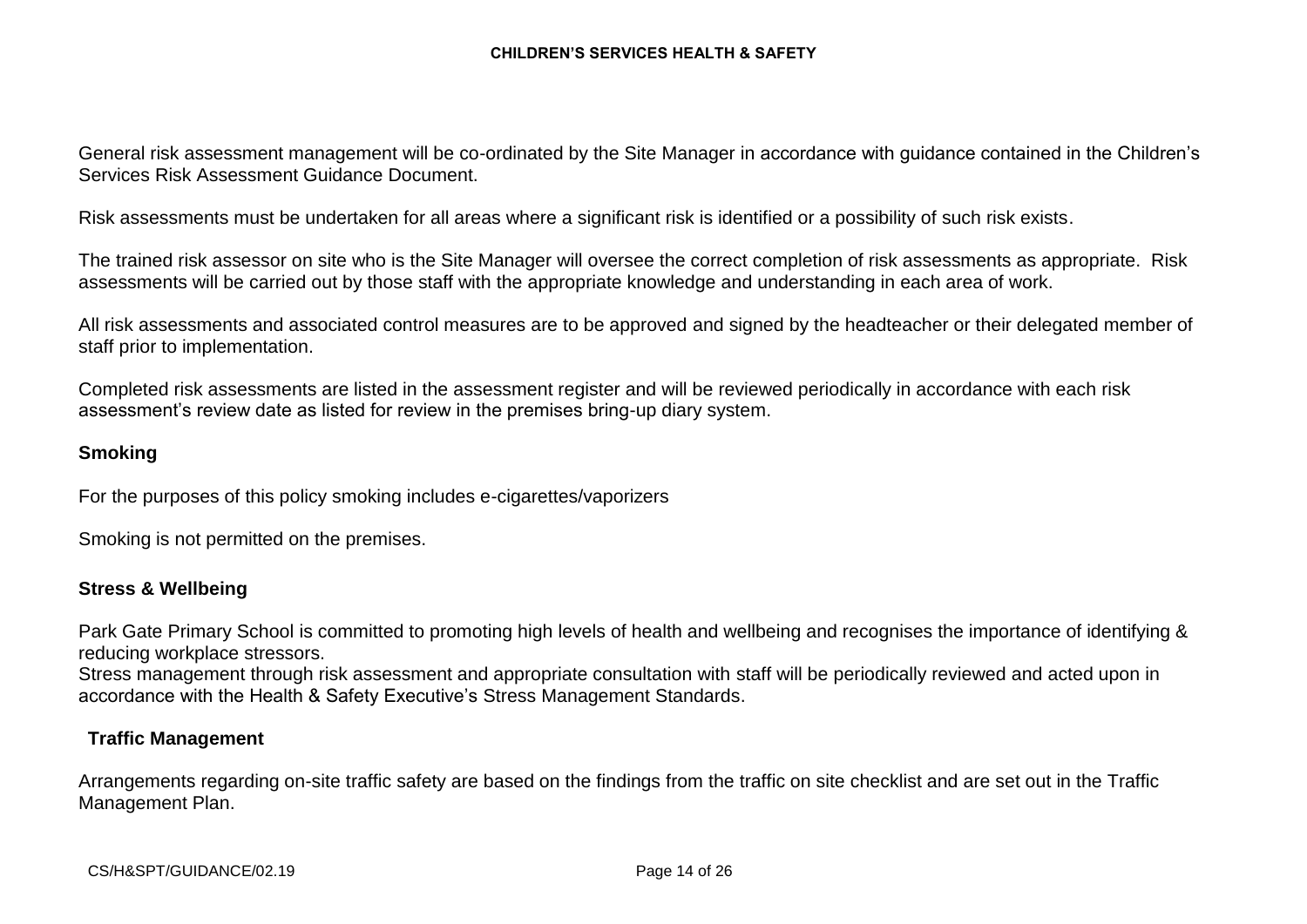General risk assessment management will be co-ordinated by the Site Manager in accordance with guidance contained in the Children's Services Risk Assessment Guidance Document.

Risk assessments must be undertaken for all areas where a significant risk is identified or a possibility of such risk exists.

The trained risk assessor on site who is the Site Manager will oversee the correct completion of risk assessments as appropriate. Risk assessments will be carried out by those staff with the appropriate knowledge and understanding in each area of work.

All risk assessments and associated control measures are to be approved and signed by the headteacher or their delegated member of staff prior to implementation.

Completed risk assessments are listed in the assessment register and will be reviewed periodically in accordance with each risk assessment's review date as listed for review in the premises bring-up diary system.

**Smoking**

For the purposes of this policy smoking includes e-cigarettes/vaporizers

Smoking is not permitted on the premises.

**Stress & Wellbeing**

Park Gate Primary School is committed to promoting high levels of health and wellbeing and recognises the importance of identifying & reducing workplace stressors.
Stress management through risk assessment and appropriate consultation with staff will be periodically reviewed and acted upon in accordance with the Health & Safety Executive's Stress Management Standards.

**Traffic Management**

Arrangements regarding on-site traffic safety are based on the findings from the traffic on site checklist and are set out in the Traffic Management Plan.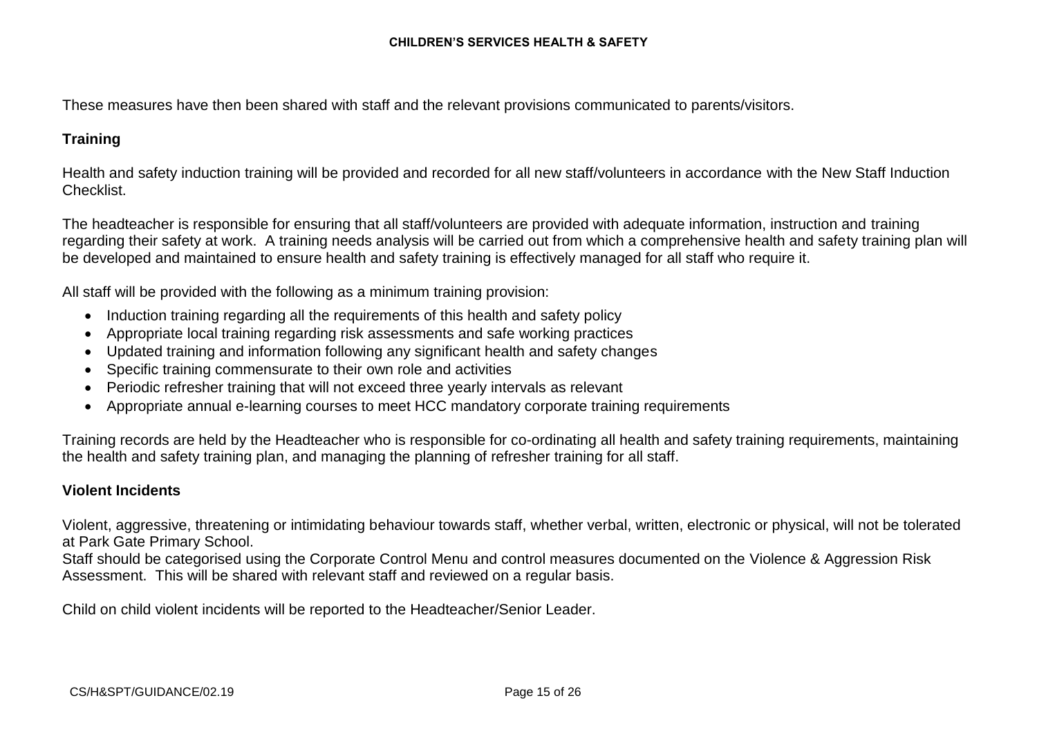These measures have then been shared with staff and the relevant provisions communicated to parents/visitors.

### Training

Health and safety induction training will be provided and recorded for all new staff/volunteers in accordance with the New Staff Induction Checklist.

The headteacher is responsible for ensuring that all staff/volunteers are provided with adequate information, instruction and training regarding their safety at work. A training needs analysis will be carried out from which a comprehensive health and safety training plan will be developed and maintained to ensure health and safety training is effectively managed for all staff who require it.

All staff will be provided with the following as a minimum training provision:

- Induction training regarding all the requirements of this health and safety policy
- Appropriate local training regarding risk assessments and safe working practices
- Updated training and information following any significant health and safety changes
- Specific training commensurate to their own role and activities
- Periodic refresher training that will not exceed three yearly intervals as relevant
- Appropriate annual e-learning courses to meet HCC mandatory corporate training requirements

Training records are held by the Headteacher who is responsible for co-ordinating all health and safety training requirements, maintaining the health and safety training plan, and managing the planning of refresher training for all staff.

### Violent Incidents

Violent, aggressive, threatening or intimidating behaviour towards staff, whether verbal, written, electronic or physical, will not be tolerated at Park Gate Primary School.
Staff should be categorised using the Corporate Control Menu and control measures documented on the Violence & Aggression Risk Assessment. This will be shared with relevant staff and reviewed on a regular basis.

Child on child violent incidents will be reported to the Headteacher/Senior Leader.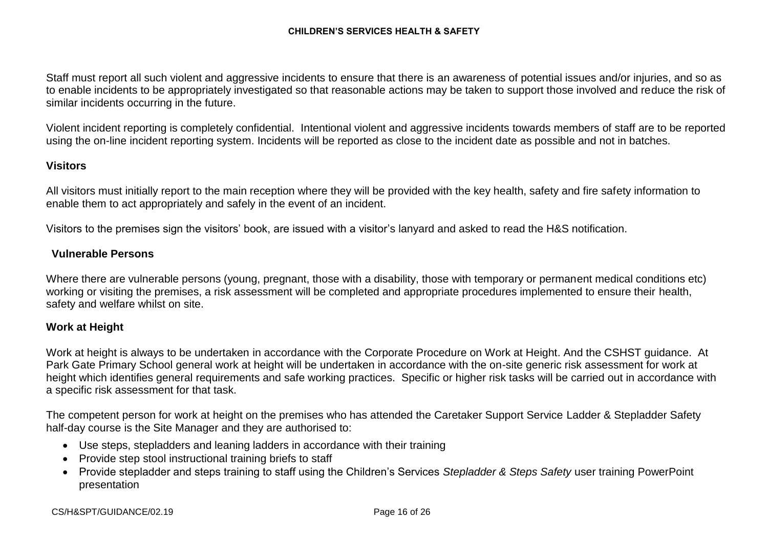Staff must report all such violent and aggressive incidents to ensure that there is an awareness of potential issues and/or injuries, and so as to enable incidents to be appropriately investigated so that reasonable actions may be taken to support those involved and reduce the risk of similar incidents occurring in the future.

Violent incident reporting is completely confidential. Intentional violent and aggressive incidents towards members of staff are to be reported using the on-line incident reporting system. Incidents will be reported as close to the incident date as possible and not in batches.

### Visitors

All visitors must initially report to the main reception where they will be provided with the key health, safety and fire safety information to enable them to act appropriately and safely in the event of an incident.

Visitors to the premises sign the visitors' book, are issued with a visitor's lanyard and asked to read the H&S notification.

### Vulnerable Persons

Where there are vulnerable persons (young, pregnant, those with a disability, those with temporary or permanent medical conditions etc) working or visiting the premises, a risk assessment will be completed and appropriate procedures implemented to ensure their health, safety and welfare whilst on site.

### Work at Height

Work at height is always to be undertaken in accordance with the Corporate Procedure on Work at Height. And the CSHST guidance. At Park Gate Primary School general work at height will be undertaken in accordance with the on-site generic risk assessment for work at height which identifies general requirements and safe working practices. Specific or higher risk tasks will be carried out in accordance with a specific risk assessment for that task.

The competent person for work at height on the premises who has attended the Caretaker Support Service Ladder & Stepladder Safety half-day course is the Site Manager and they are authorised to:

- Use steps, stepladders and leaning ladders in accordance with their training
- Provide step stool instructional training briefs to staff
- Provide stepladder and steps training to staff using the Children's Services *Stepladder & Steps Safety* user training PowerPoint presentation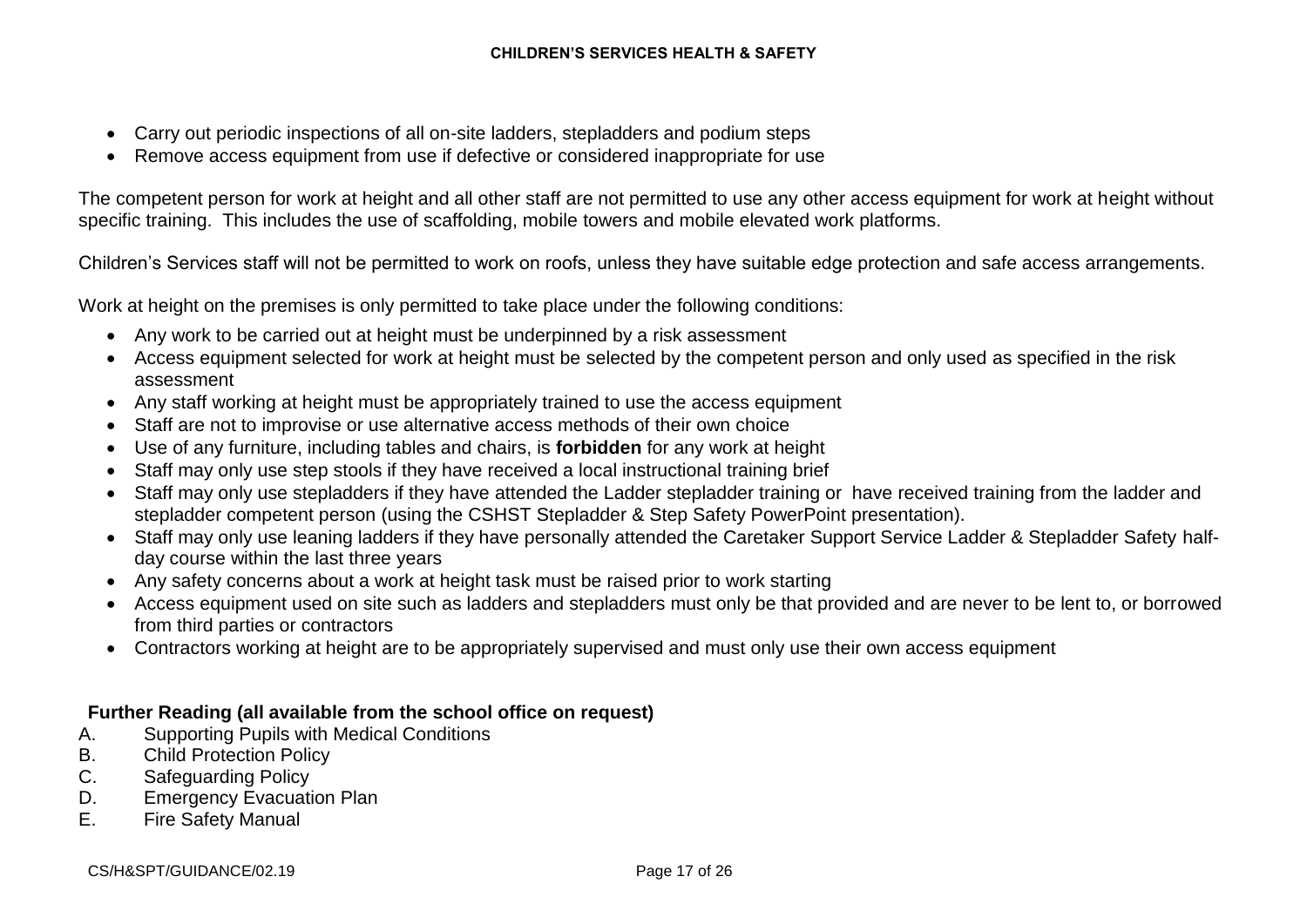- Carry out periodic inspections of all on-site ladders, stepladders and podium steps
- Remove access equipment from use if defective or considered inappropriate for use

The competent person for work at height and all other staff are not permitted to use any other access equipment for work at height without specific training. This includes the use of scaffolding, mobile towers and mobile elevated work platforms.

Children's Services staff will not be permitted to work on roofs, unless they have suitable edge protection and safe access arrangements.

Work at height on the premises is only permitted to take place under the following conditions:

- Any work to be carried out at height must be underpinned by a risk assessment
- Access equipment selected for work at height must be selected by the competent person and only used as specified in the risk assessment
- Any staff working at height must be appropriately trained to use the access equipment
- Staff are not to improvise or use alternative access methods of their own choice
- Use of any furniture, including tables and chairs, is **forbidden** for any work at height
- Staff may only use step stools if they have received a local instructional training brief
- Staff may only use stepladders if they have attended the Ladder stepladder training or have received training from the ladder and stepladder competent person (using the CSHST Stepladder & Step Safety PowerPoint presentation).
- Staff may only use leaning ladders if they have personally attended the Caretaker Support Service Ladder & Stepladder Safety half-day course within the last three years
- Any safety concerns about a work at height task must be raised prior to work starting
- Access equipment used on site such as ladders and stepladders must only be that provided and are never to be lent to, or borrowed from third parties or contractors
- Contractors working at height are to be appropriately supervised and must only use their own access equipment

**Further Reading (all available from the school office on request)**

A. Supporting Pupils with Medical Conditions
B. Child Protection Policy
C. Safeguarding Policy
D. Emergency Evacuation Plan
E. Fire Safety Manual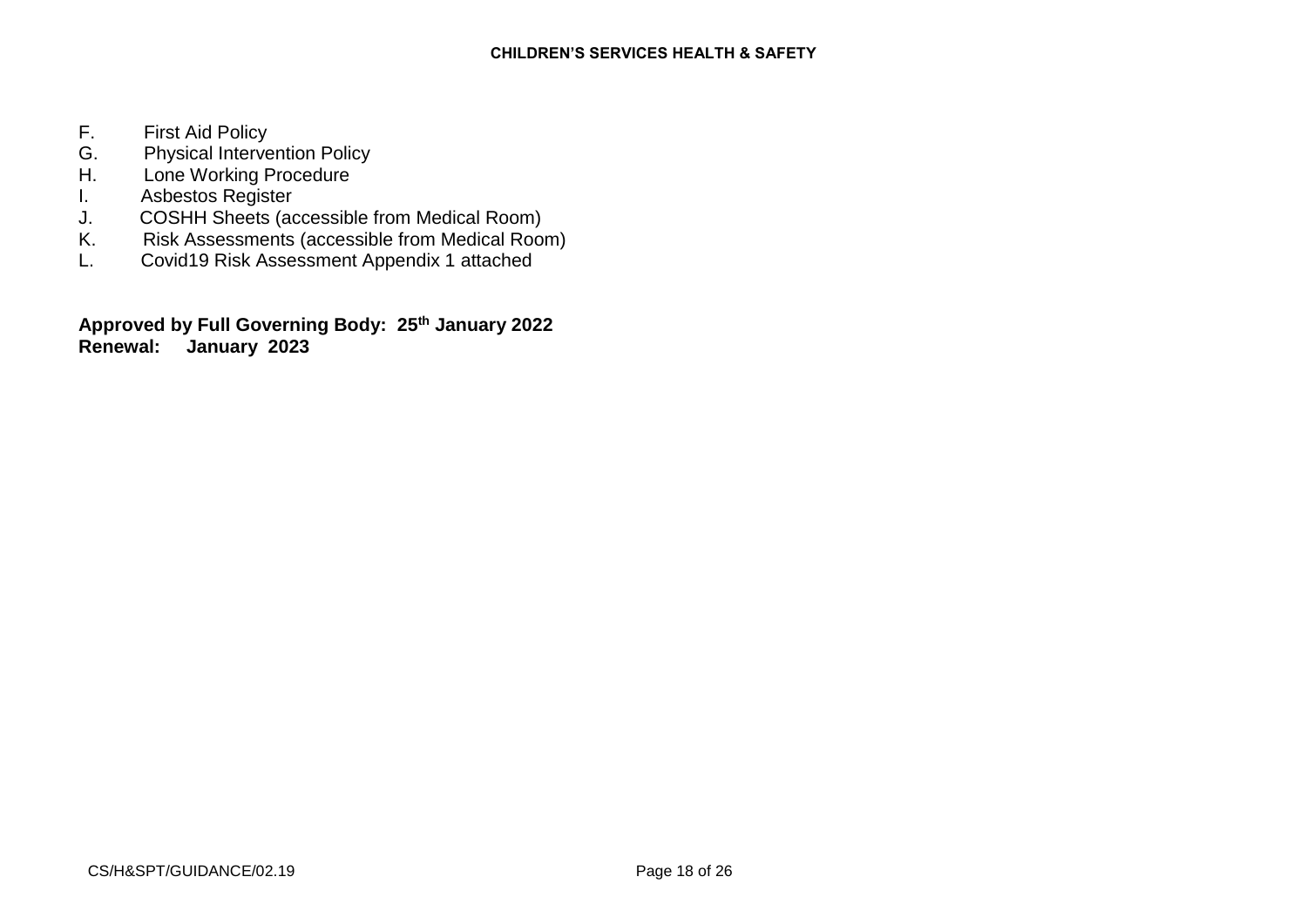F. First Aid Policy
G. Physical Intervention Policy
H. Lone Working Procedure
I. Asbestos Register
J. COSHH Sheets (accessible from Medical Room)
K. Risk Assessments (accessible from Medical Room)
L. Covid19 Risk Assessment Appendix 1 attached

**Approved by Full Governing Body: 25th January 2022**
**Renewal: January 2023**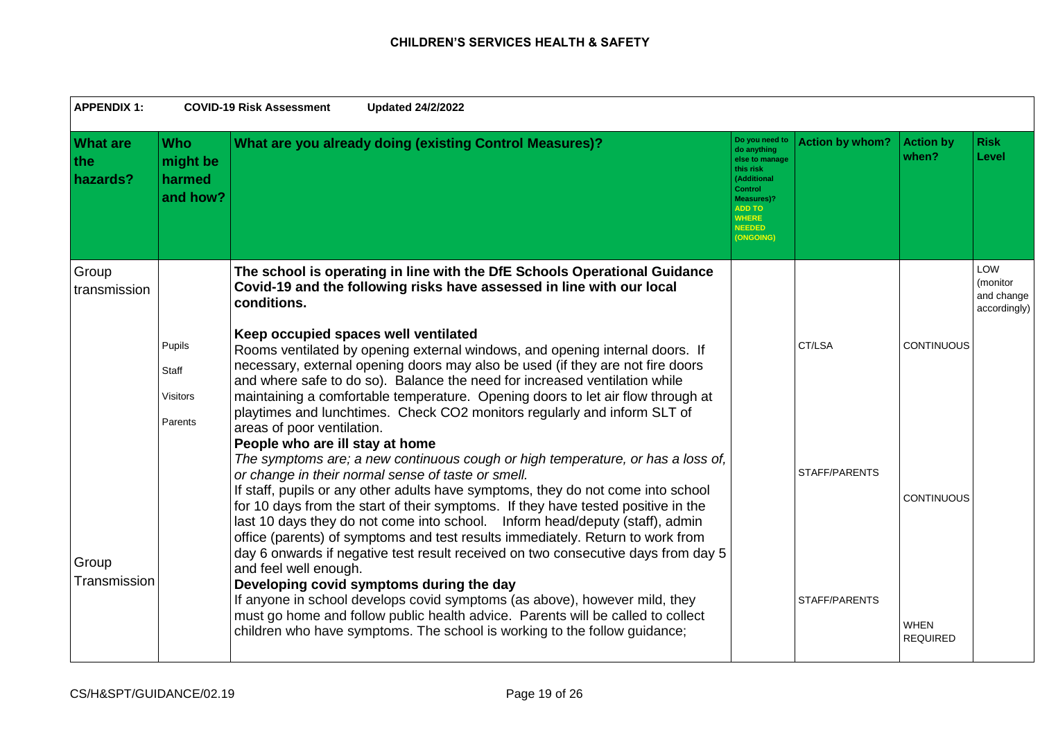**CHILDREN'S SERVICES HEALTH & SAFETY**

| **APPENDIX 1:** **COVID-19 Risk Assessment** **Updated 24/2/2022** | | | | | | |
|---|---|---|---|---|---|---|
| **What are the hazards?** | **Who might be harmed and how?** | **What are you already doing (existing Control Measures)?** | **Do you need to do anything else to manage this risk (Additional Control Measures)? ADD TO WHERE NEEDED (ONGOING)** | **Action by whom?** | **Action by when?** | **Risk Level** |
| Group transmission | | **The school is operating in line with the DfE Schools Operational Guidance Covid-19 and the following risks have assessed in line with our local conditions.** | | | | LOW (monitor and change accordingly) |
| | Pupils<br>Staff<br>Visitors<br>Parents | **Keep occupied spaces well ventilated**<br>Rooms ventilated by opening external windows, and opening internal doors. If necessary, external opening doors may also be used (if they are not fire doors and where safe to do so). Balance the need for increased ventilation while maintaining a comfortable temperature. Opening doors to let air flow through at playtimes and lunchtimes. Check CO2 monitors regularly and inform SLT of areas of poor ventilation. | | CT/LSA | CONTINUOUS | |
| | | **People who are ill stay at home**<br>*The symptoms are; a new continuous cough or high temperature, or has a loss of, or change in their normal sense of taste or smell.*<br>If staff, pupils or any other adults have symptoms, they do not come into school for 10 days from the start of their symptoms. If they have tested positive in the last 10 days they do not come into school. Inform head/deputy (staff), admin office (parents) of symptoms and test results immediately. Return to work from day 6 onwards if negative test result received on two consecutive days from day 5 and feel well enough. | | STAFF/PARENTS | CONTINUOUS | |
| Group Transmission | | **Developing covid symptoms during the day**<br>If anyone in school develops covid symptoms (as above), however mild, they must go home and follow public health advice. Parents will be called to collect children who have symptoms. The school is working to the follow guidance; | | STAFF/PARENTS | WHEN REQUIRED | |

CS/H&SPT/GUIDANCE/02.19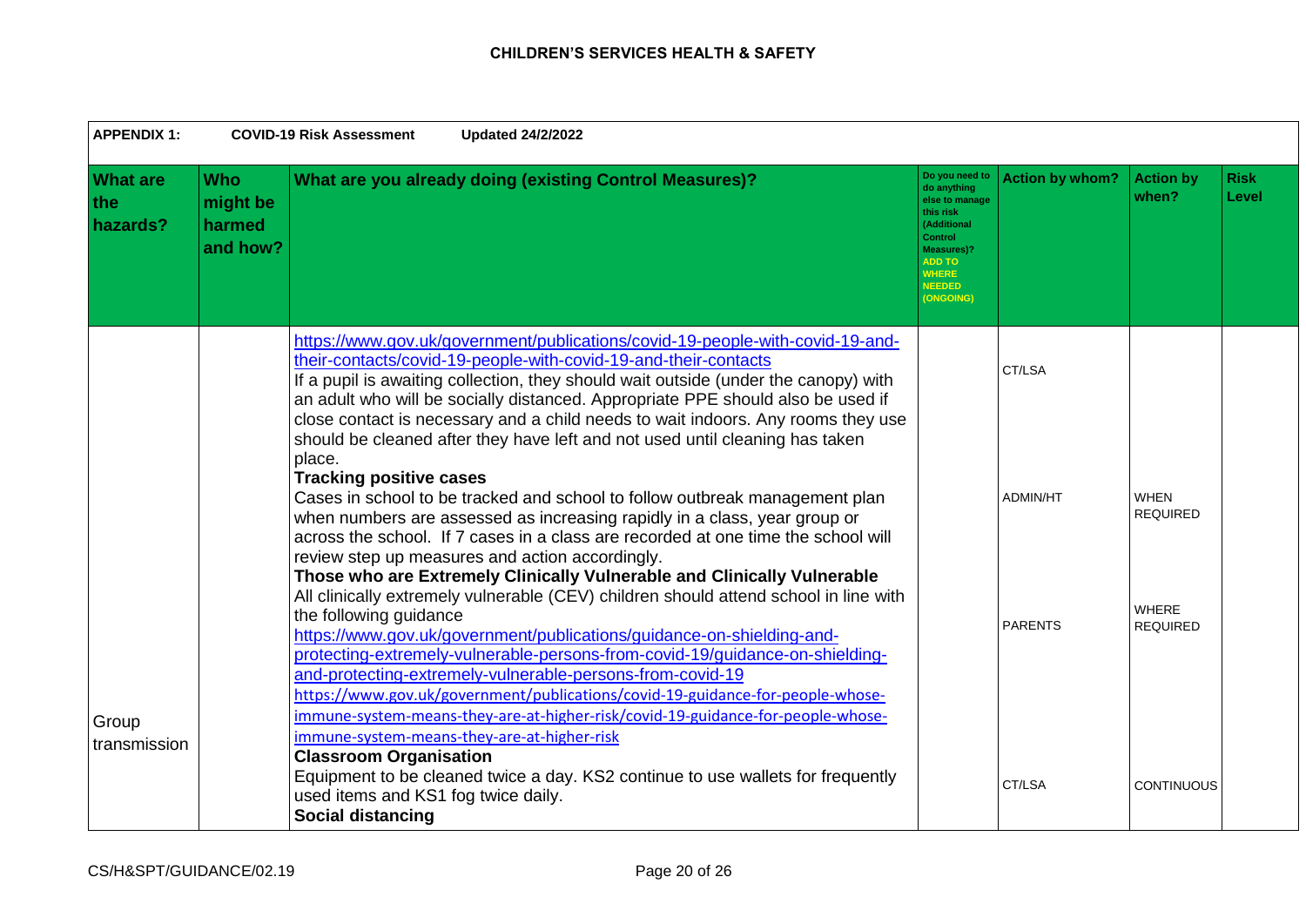**CHILDREN'S SERVICES HEALTH & SAFETY**

| **APPENDIX 1:** **COVID-19 Risk Assessment** **Updated 24/2/2022** | | | | | | |
|---|---|---|---|---|---|---|
| **What are the hazards?** | **Who might be harmed and how?** | **What are you already doing (existing Control Measures)?** | **Do you need to do anything else to manage this risk (Additional Control Measures)? ADD TO WHERE NEEDED (ONGOING)** | **Action by whom?** | **Action by when?** | **Risk Level** |
| Group transmission | | https://www.gov.uk/government/publications/covid-19-people-with-covid-19-and-their-contacts/covid-19-people-with-covid-19-and-their-contacts<br>If a pupil is awaiting collection, they should wait outside (under the canopy) with an adult who will be socially distanced. Appropriate PPE should also be used if close contact is necessary and a child needs to wait indoors. Any rooms they use should be cleaned after they have left and not used until cleaning has taken place.<br>**Tracking positive cases**<br>Cases in school to be tracked and school to follow outbreak management plan when numbers are assessed as increasing rapidly in a class, year group or across the school. If 7 cases in a class are recorded at one time the school will review step up measures and action accordingly.<br>**Those who are Extremely Clinically Vulnerable and Clinically Vulnerable**<br>All clinically extremely vulnerable (CEV) children should attend school in line with the following guidance<br>https://www.gov.uk/government/publications/guidance-on-shielding-and-protecting-extremely-vulnerable-persons-from-covid-19/guidance-on-shielding-and-protecting-extremely-vulnerable-persons-from-covid-19<br>https://www.gov.uk/government/publications/covid-19-guidance-for-people-whose-immune-system-means-they-are-at-higher-risk/covid-19-guidance-for-people-whose-immune-system-means-they-are-at-higher-risk<br>**Classroom Organisation**<br>Equipment to be cleaned twice a day. KS2 continue to use wallets for frequently used items and KS1 fog twice daily.<br>**Social distancing** | | CT/LSA<br><br>ADMIN/HT<br><br>PARENTS<br><br>CT/LSA | <br><br>WHEN REQUIRED<br><br>WHERE REQUIRED<br><br>CONTINUOUS | |

CS/H&SPT/GUIDANCE/02.19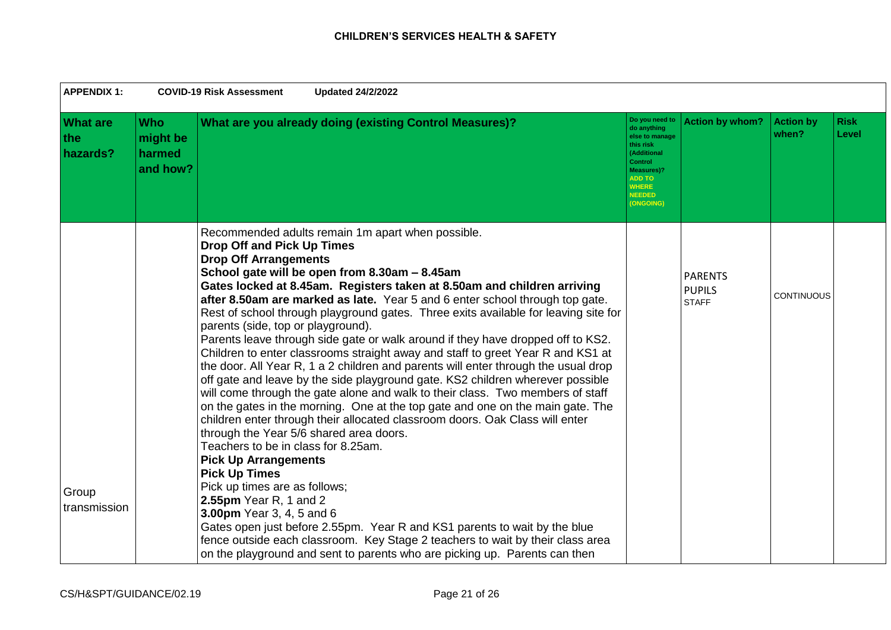**CHILDREN'S SERVICES HEALTH & SAFETY**

| **APPENDIX 1: COVID-19 Risk Assessment Updated 24/2/2022** | | | | | | |
|---|---|---|---|---|---|---|
| **What are the hazards?** | **Who might be harmed and how?** | **What are you already doing (existing Control Measures)?** | **Do you need to do anything else to manage this risk (Additional Control Measures)? ADD TO WHERE NEEDED (ONGOING)** | **Action by whom?** | **Action by when?** | **Risk Level** |
| Group transmission | | Recommended adults remain 1m apart when possible.<br>**Drop Off and Pick Up Times**<br>**Drop Off Arrangements**<br>**School gate will be open from 8.30am – 8.45am**<br>**Gates locked at 8.45am. Registers taken at 8.50am and children arriving after 8.50am are marked as late.** Year 5 and 6 enter school through top gate. Rest of school through playground gates. Three exits available for leaving site for parents (side, top or playground).<br>Parents leave through side gate or walk around if they have dropped off to KS2. Children to enter classrooms straight away and staff to greet Year R and KS1 at the door. All Year R, 1 a 2 children and parents will enter through the usual drop off gate and leave by the side playground gate. KS2 children wherever possible will come through the gate alone and walk to their class. Two members of staff on the gates in the morning. One at the top gate and one on the main gate. The children enter through their allocated classroom doors. Oak Class will enter through the Year 5/6 shared area doors.<br>Teachers to be in class for 8.25am.<br>**Pick Up Arrangements**<br>**Pick Up Times**<br>Pick up times are as follows;<br>**2.55pm** Year R, 1 and 2<br>**3.00pm** Year 3, 4, 5 and 6<br>Gates open just before 2.55pm. Year R and KS1 parents to wait by the blue fence outside each classroom. Key Stage 2 teachers to wait by their class area on the playground and sent to parents who are picking up. Parents can then | | PARENTS<br>PUPILS<br>STAFF | CONTINUOUS | |

CS/H&SPT/GUIDANCE/02.19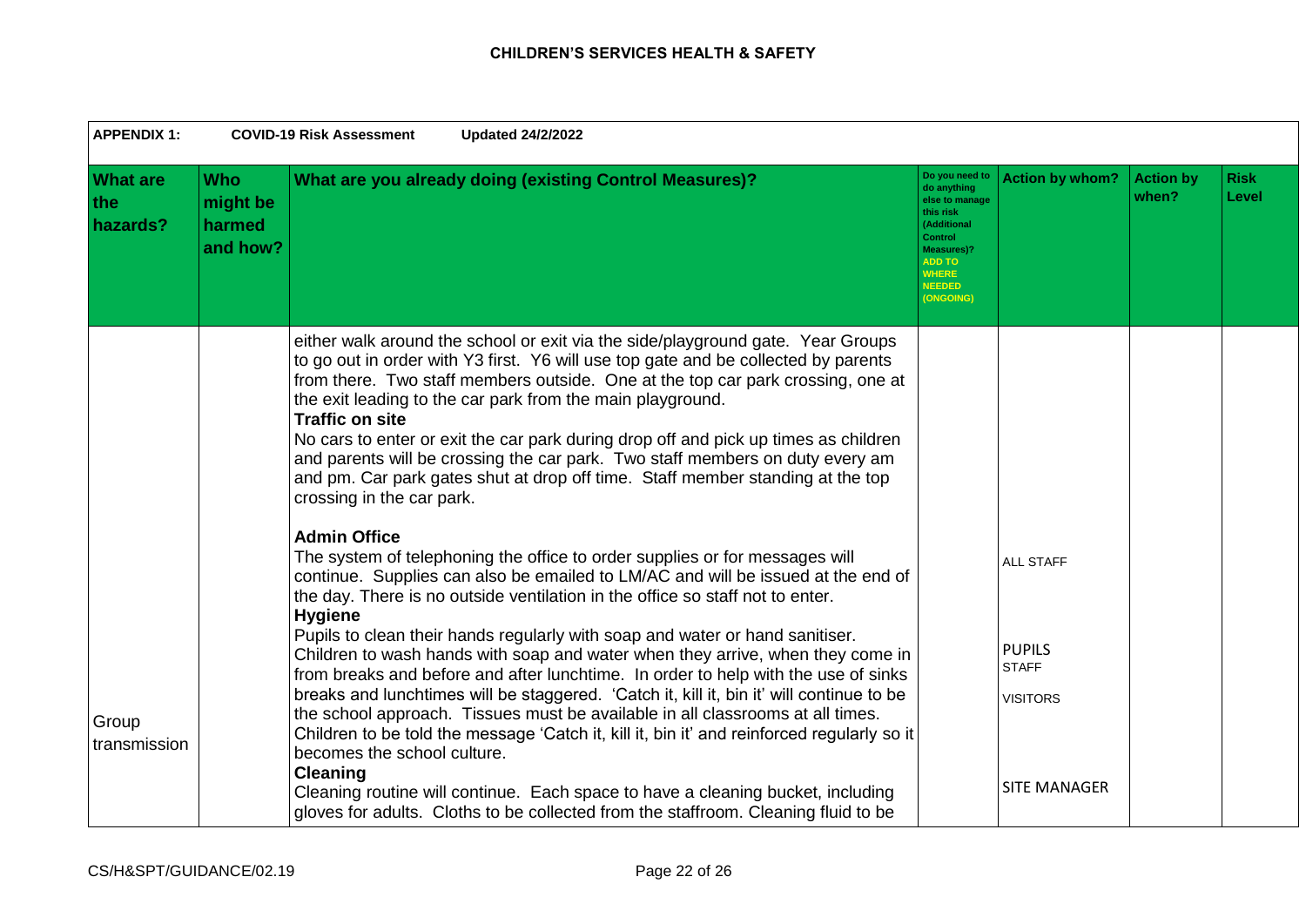**CHILDREN'S SERVICES HEALTH & SAFETY**

**APPENDIX 1:** **COVID-19 Risk Assessment** **Updated 24/2/2022**

| What are the hazards? | Who might be harmed and how? | What are you already doing (existing Control Measures)? | Do you need to do anything else to manage this risk (Additional Control Measures)? ADD TO WHERE NEEDED (ONGOING) | Action by whom? | Action by when? | Risk Level |
|---|---|---|---|---|---|---|
| Group transmission | | either walk around the school or exit via the side/playground gate. Year Groups to go out in order with Y3 first. Y6 will use top gate and be collected by parents from there. Two staff members outside. One at the top car park crossing, one at the exit leading to the car park from the main playground.<br>**Traffic on site**<br>No cars to enter or exit the car park during drop off and pick up times as children and parents will be crossing the car park. Two staff members on duty every am and pm. Car park gates shut at drop off time. Staff member standing at the top crossing in the car park.<br><br>**Admin Office**<br>The system of telephoning the office to order supplies or for messages will continue. Supplies can also be emailed to LM/AC and will be issued at the end of the day. There is no outside ventilation in the office so staff not to enter.<br>**Hygiene**<br>Pupils to clean their hands regularly with soap and water or hand sanitiser. Children to wash hands with soap and water when they arrive, when they come in from breaks and before and after lunchtime. In order to help with the use of sinks breaks and lunchtimes will be staggered. 'Catch it, kill it, bin it' will continue to be the school approach. Tissues must be available in all classrooms at all times. Children to be told the message 'Catch it, kill it, bin it' and reinforced regularly so it becomes the school culture.<br>**Cleaning**<br>Cleaning routine will continue. Each space to have a cleaning bucket, including gloves for adults. Cloths to be collected from the staffroom. Cleaning fluid to be | | ALL STAFF<br><br>PUPILS<br>STAFF<br>VISITORS<br><br>SITE MANAGER | | |

CS/H&SPT/GUIDANCE/02.19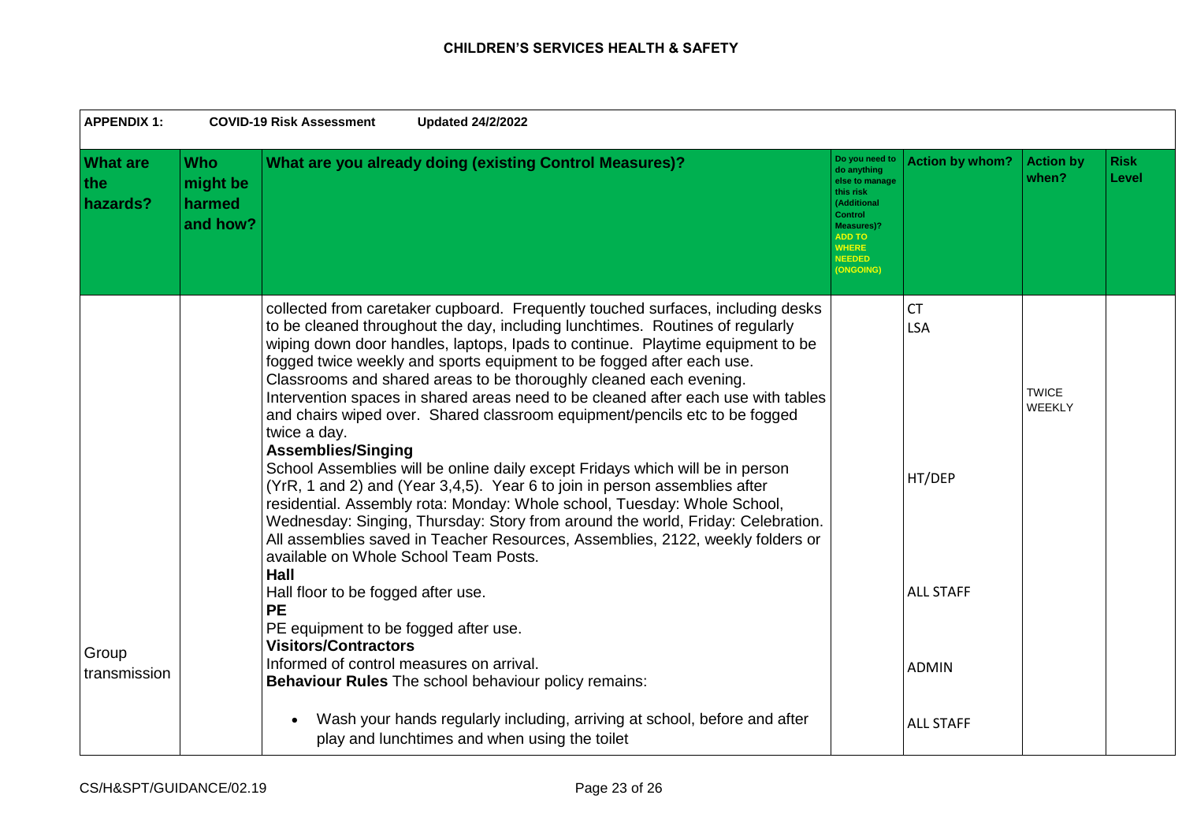**CHILDREN'S SERVICES HEALTH & SAFETY**

| **APPENDIX 1:** **COVID-19 Risk Assessment** **Updated 24/2/2022** | | | | | | |
|---|---|---|---|---|---|---|
| **What are the hazards?** | **Who might be harmed and how?** | **What are you already doing (existing Control Measures)?** | **Do you need to do anything else to manage this risk (Additional Control Measures)? ADD TO WHERE NEEDED (ONGOING)** | **Action by whom?** | **Action by when?** | **Risk Level** |
| Group transmission | | collected from caretaker cupboard. Frequently touched surfaces, including desks to be cleaned throughout the day, including lunchtimes. Routines of regularly wiping down door handles, laptops, Ipads to continue. Playtime equipment to be fogged twice weekly and sports equipment to be fogged after each use. Classrooms and shared areas to be thoroughly cleaned each evening. Intervention spaces in shared areas need to be cleaned after each use with tables and chairs wiped over. Shared classroom equipment/pencils etc to be fogged twice a day. | | CT<br>LSA | TWICE WEEKLY | |
| | | **Assemblies/Singing**<br>School Assemblies will be online daily except Fridays which will be in person (YrR, 1 and 2) and (Year 3,4,5). Year 6 to join in person assemblies after residential. Assembly rota: Monday: Whole school, Tuesday: Whole School, Wednesday: Singing, Thursday: Story from around the world, Friday: Celebration. All assemblies saved in Teacher Resources, Assemblies, 2122, weekly folders or available on Whole School Team Posts. | | HT/DEP | | |
| | | **Hall**<br>Hall floor to be fogged after use.<br>**PE**<br>PE equipment to be fogged after use. | | ALL STAFF | | |
| | | **Visitors/Contractors**<br>Informed of control measures on arrival.<br>**Behaviour Rules** The school behaviour policy remains: | | ADMIN | | |
| | | • Wash your hands regularly including, arriving at school, before and after play and lunchtimes and when using the toilet | | ALL STAFF | | |

CS/H&SPT/GUIDANCE/02.19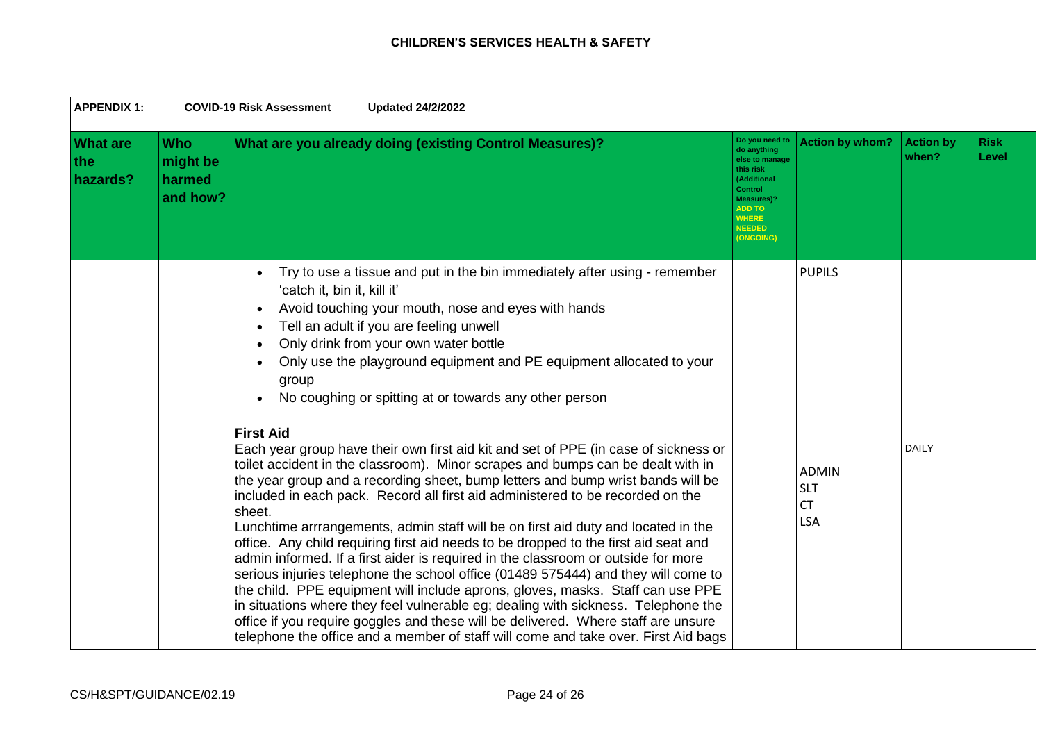**CHILDREN'S SERVICES HEALTH & SAFETY**

**APPENDIX 1: COVID-19 Risk Assessment Updated 24/2/2022**

| What are the hazards? | Who might be harmed and how? | What are you already doing (existing Control Measures)? | Do you need to do anything else to manage this risk (Additional Control Measures)? ADD TO WHERE NEEDED (ONGOING) | Action by whom? | Action by when? | Risk Level |
|---|---|---|---|---|---|---|
| | | • Try to use a tissue and put in the bin immediately after using - remember 'catch it, bin it, kill it'<br>• Avoid touching your mouth, nose and eyes with hands<br>• Tell an adult if you are feeling unwell<br>• Only drink from your own water bottle<br>• Only use the playground equipment and PE equipment allocated to your group<br>• No coughing or spitting at or towards any other person<br><br>**First Aid**<br>Each year group have their own first aid kit and set of PPE (in case of sickness or toilet accident in the classroom). Minor scrapes and bumps can be dealt with in the year group and a recording sheet, bump letters and bump wrist bands will be included in each pack. Record all first aid administered to be recorded on the sheet.<br>Lunchtime arrrangements, admin staff will be on first aid duty and located in the office. Any child requiring first aid needs to be dropped to the first aid seat and admin informed. If a first aider is required in the classroom or outside for more serious injuries telephone the school office (01489 575444) and they will come to the child. PPE equipment will include aprons, gloves, masks. Staff can use PPE in situations where they feel vulnerable eg; dealing with sickness. Telephone the office if you require goggles and these will be delivered. Where staff are unsure telephone the office and a member of staff will come and take over. First Aid bags | | PUPILS<br><br>ADMIN<br>SLT<br>CT<br>LSA | DAILY | |

CS/H&SPT/GUIDANCE/02.19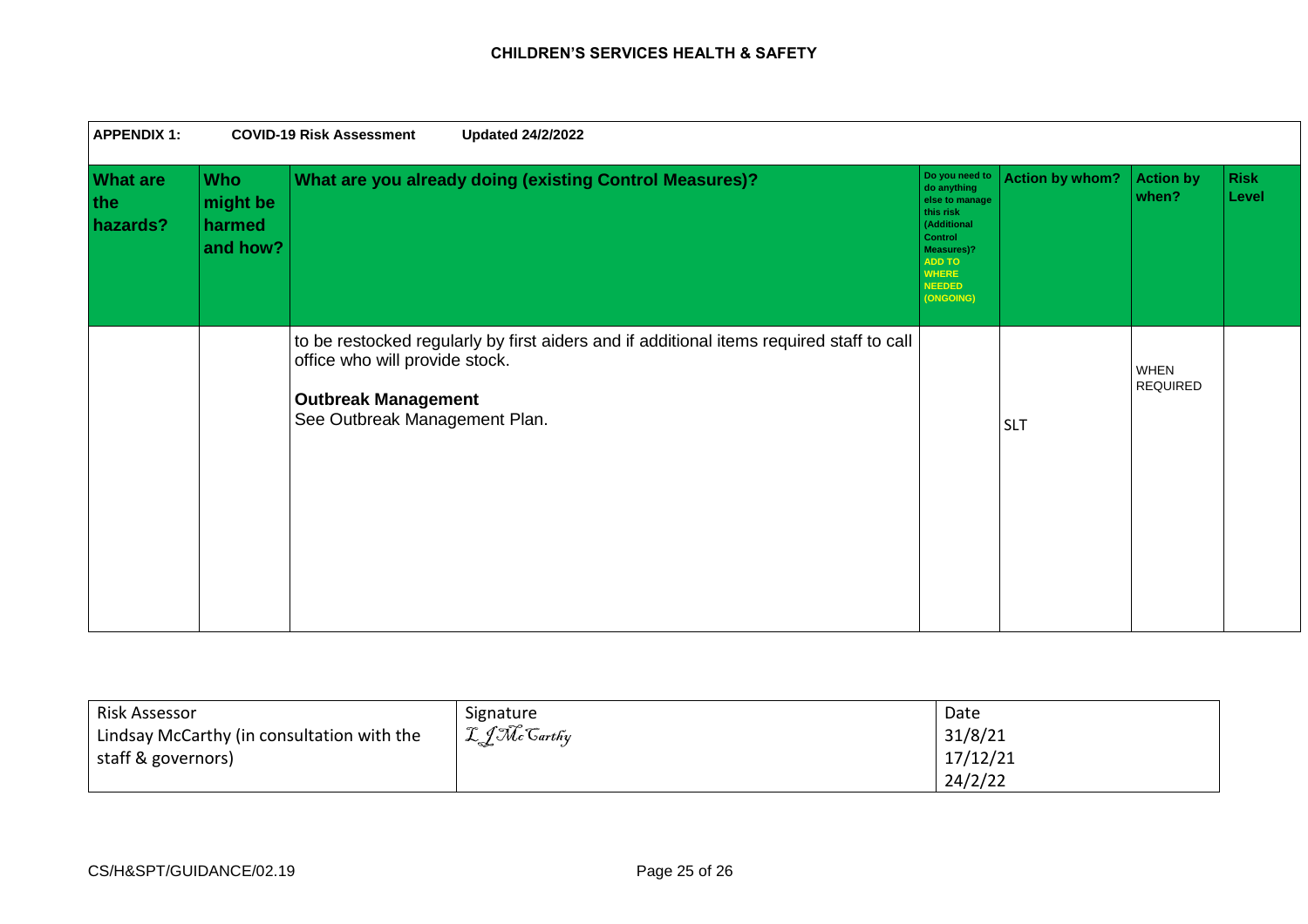| APPENDIX 1: COVID-19 Risk Assessment Updated 24/2/2022 | | | | | | | |
|---|---|---|---|---|---|---|---|
| **What are the hazards?** | **Who might be harmed and how?** | **What are you already doing (existing Control Measures)?** | **Do you need to do anything else to manage this risk (Additional Control Measures)? ADD TO WHERE NEEDED (ONGOING)** | **Action by whom?** | **Action by when?** | **Risk Level** |
| | | to be restocked regularly by first aiders and if additional items required staff to call office who will provide stock.<br><br>**Outbreak Management**<br>See Outbreak Management Plan. | | SLT | WHEN REQUIRED | |

| Risk Assessor | Signature | Date |
|---|---|---|
| Lindsay McCarthy (in consultation with the staff & governors) | *L J McCarthy* | 31/8/21<br>17/12/21<br>24/2/22 |

CS/H&SPT/GUIDANCE/02.19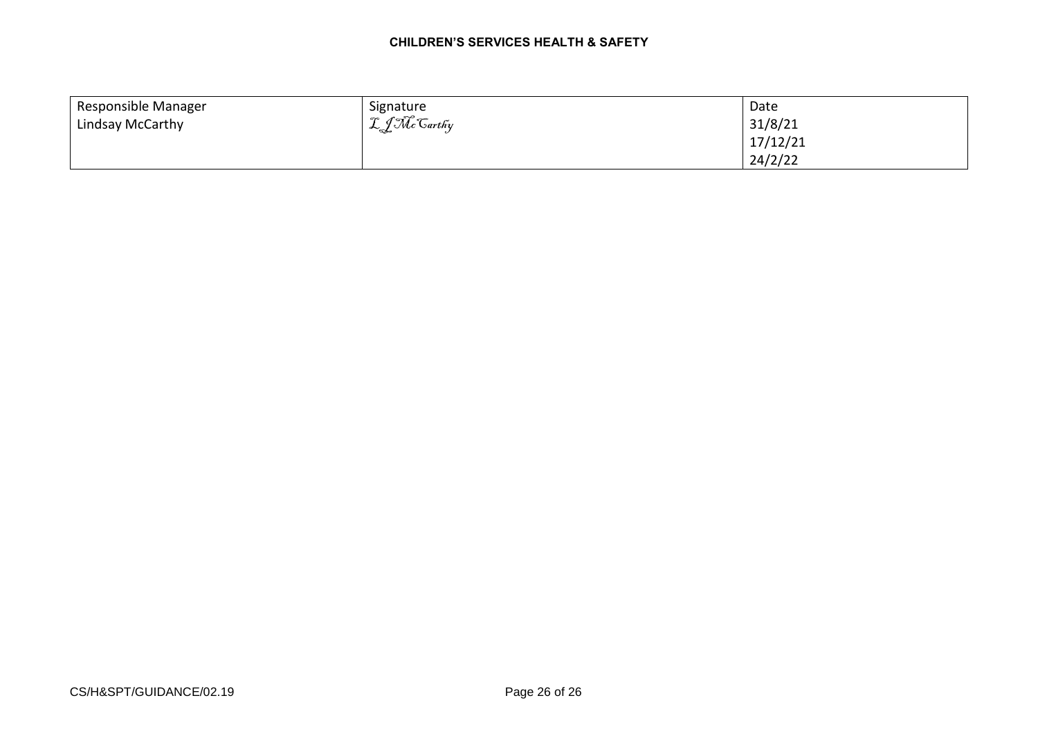| Responsible Manager | Signature | Date |
|---|---|---|
| Lindsay McCarthy | L J McCarthy | 31/8/21<br>17/12/21<br>24/2/22 |